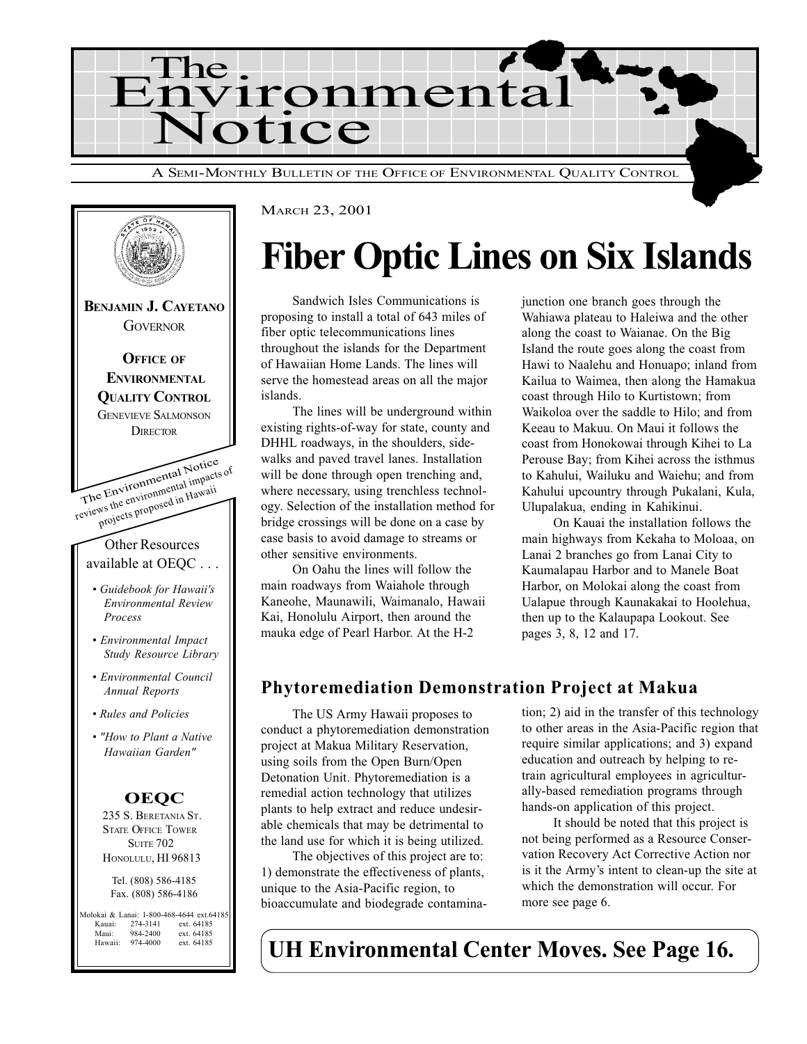# The Environmental Notice

A SEMI-MONTHLY BULLETIN OF THE OFFICE OF ENVIRONMENTAL QUALITY CONTROL

**BENJAMIN J. CAYETANO**
GOVERNOR

**OFFICE OF ENVIRONMENTAL QUALITY CONTROL**
GENEVIEVE SALMONSON
DIRECTOR

The Environmental Notice reviews the environmental impacts of projects proposed in Hawaii

Other Resources available at OEQC . . .

- *Guidebook for Hawaii's Environmental Review Process*
- *Environmental Impact Study Resource Library*
- *Environmental Council Annual Reports*
- *Rules and Policies*
- *"How to Plant a Native Hawaiian Garden"*

**OEQC**
235 S. BERETANIA ST.
STATE OFFICE TOWER
SUITE 702
HONOLULU, HI 96813

Tel. (808) 586-4185
Fax. (808) 586-4186

Molokai & Lanai: 1-800-468-4644 ext.64185
Kauai: 274-3141 ext. 64185
Maui: 984-2400 ext. 64185
Hawaii: 974-4000 ext. 64185

MARCH 23, 2001

# Fiber Optic Lines on Six Islands

Sandwich Isles Communications is proposing to install a total of 643 miles of fiber optic telecommunications lines throughout the islands for the Department of Hawaiian Home Lands. The lines will serve the homestead areas on all the major islands.

The lines will be underground within existing rights-of-way for state, county and DHHL roadways, in the shoulders, sidewalks and paved travel lanes. Installation will be done through open trenching and, where necessary, using trenchless technology. Selection of the installation method for bridge crossings will be done on a case by case basis to avoid damage to streams or other sensitive environments.

On Oahu the lines will follow the main roadways from Waiahole through Kaneohe, Maunawili, Waimanalo, Hawaii Kai, Honolulu Airport, then around the mauka edge of Pearl Harbor. At the H-2 junction one branch goes through the Wahiawa plateau to Haleiwa and the other along the coast to Waianae. On the Big Island the route goes along the coast from Hawi to Naalehu and Honuapo; inland from Kailua to Waimea, then along the Hamakua coast through Hilo to Kurtistown; from Waikoloa over the saddle to Hilo; and from Keeau to Makuu. On Maui it follows the coast from Honokowai through Kihei to La Perouse Bay; from Kihei across the isthmus to Kahului, Wailuku and Waiehu; and from Kahului upcountry through Pukalani, Kula, Ulupalakua, ending in Kahikinui.

On Kauai the installation follows the main highways from Kekaha to Moloaa, on Lanai 2 branches go from Lanai City to Kaumalapau Harbor and to Manele Boat Harbor, on Molokai along the coast from Ualapue through Kaunakakai to Hoolehua, then up to the Kalaupapa Lookout. See pages 3, 8, 12 and 17.

## Phytoremediation Demonstration Project at Makua

The US Army Hawaii proposes to conduct a phytoremediation demonstration project at Makua Military Reservation, using soils from the Open Burn/Open Detonation Unit. Phytoremediation is a remedial action technology that utilizes plants to help extract and reduce undesirable chemicals that may be detrimental to the land use for which it is being utilized.

The objectives of this project are to: 1) demonstrate the effectiveness of plants, unique to the Asia-Pacific region, to bioaccumulate and biodegrade contamination; 2) aid in the transfer of this technology to other areas in the Asia-Pacific region that require similar applications; and 3) expand education and outreach by helping to retrain agricultural employees in agriculturally-based remediation programs through hands-on application of this project.

It should be noted that this project is not being performed as a Resource Conservation Recovery Act Corrective Action nor is it the Army's intent to clean-up the site at which the demonstration will occur. For more see page 6.

## UH Environmental Center Moves. See Page 16.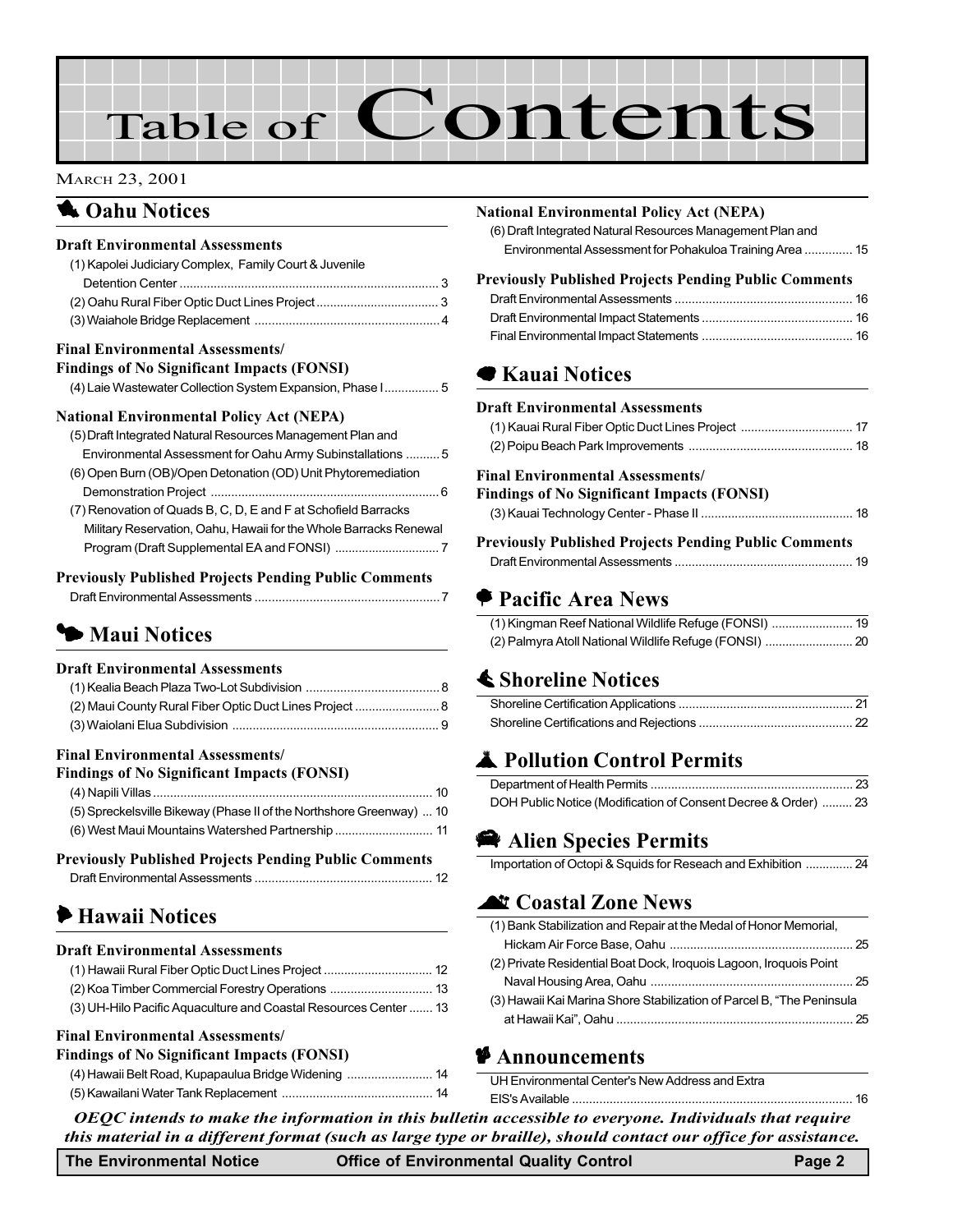# Table of Contents

MARCH 23, 2001

## Oahu Notices

### Draft Environmental Assessments

(1) Kapolei Judiciary Complex, Family Court & Juvenile Detention Center ... 3
(2) Oahu Rural Fiber Optic Duct Lines Project ... 3
(3) Waiahole Bridge Replacement ... 4

### Final Environmental Assessments/ Findings of No Significant Impacts (FONSI)

(4) Laie Wastewater Collection System Expansion, Phase I ... 5

### National Environmental Policy Act (NEPA)

(5) Draft Integrated Natural Resources Management Plan and Environmental Assessment for Oahu Army Subinstallations ... 5
(6) Open Burn (OB)/Open Detonation (OD) Unit Phytoremediation Demonstration Project ... 6
(7) Renovation of Quads B, C, D, E and F at Schofield Barracks Military Reservation, Oahu, Hawaii for the Whole Barracks Renewal Program (Draft Supplemental EA and FONSI) ... 7

### Previously Published Projects Pending Public Comments

Draft Environmental Assessments ... 7

## Maui Notices

### Draft Environmental Assessments

(1) Kealia Beach Plaza Two-Lot Subdivision ... 8
(2) Maui County Rural Fiber Optic Duct Lines Project ... 8
(3) Waiolani Elua Subdivision ... 9

### Final Environmental Assessments/ Findings of No Significant Impacts (FONSI)

(4) Napili Villas ... 10
(5) Spreckelsville Bikeway (Phase II of the Northshore Greenway) ... 10
(6) West Maui Mountains Watershed Partnership ... 11

### Previously Published Projects Pending Public Comments

Draft Environmental Assessments ... 12

## Hawaii Notices

### Draft Environmental Assessments

(1) Hawaii Rural Fiber Optic Duct Lines Project ... 12
(2) Koa Timber Commercial Forestry Operations ... 13
(3) UH-Hilo Pacific Aquaculture and Coastal Resources Center ... 13

### Final Environmental Assessments/ Findings of No Significant Impacts (FONSI)

(4) Hawaii Belt Road, Kupapaulua Bridge Widening ... 14
(5) Kawailani Water Tank Replacement ... 14

### National Environmental Policy Act (NEPA)

(6) Draft Integrated Natural Resources Management Plan and Environmental Assessment for Pohakuloa Training Area ... 15

### Previously Published Projects Pending Public Comments

Draft Environmental Assessments ... 16
Draft Environmental Impact Statements ... 16
Final Environmental Impact Statements ... 16

## Kauai Notices

### Draft Environmental Assessments

(1) Kauai Rural Fiber Optic Duct Lines Project ... 17
(2) Poipu Beach Park Improvements ... 18

### Final Environmental Assessments/ Findings of No Significant Impacts (FONSI)

(3) Kauai Technology Center - Phase II ... 18

### Previously Published Projects Pending Public Comments

Draft Environmental Assessments ... 19

## Pacific Area News

(1) Kingman Reef National Wildlife Refuge (FONSI) ... 19
(2) Palmyra Atoll National Wildlife Refuge (FONSI) ... 20

## Shoreline Notices

Shoreline Certification Applications ... 21
Shoreline Certifications and Rejections ... 22

## Pollution Control Permits

Department of Health Permits ... 23
DOH Public Notice (Modification of Consent Decree & Order) ... 23

## Alien Species Permits

Importation of Octopi & Squids for Reseach and Exhibition ... 24

## Coastal Zone News

(1) Bank Stabilization and Repair at the Medal of Honor Memorial, Hickam Air Force Base, Oahu ... 25
(2) Private Residential Boat Dock, Iroquois Lagoon, Iroquois Point Naval Housing Area, Oahu ... 25
(3) Hawaii Kai Marina Shore Stabilization of Parcel B, "The Peninsula at Hawaii Kai", Oahu ... 25

## Announcements

UH Environmental Center's New Address and Extra EIS's Available ... 16

***OEQC intends to make the information in this bulletin accessible to everyone. Individuals that require this material in a different format (such as large type or braille), should contact our office for assistance.***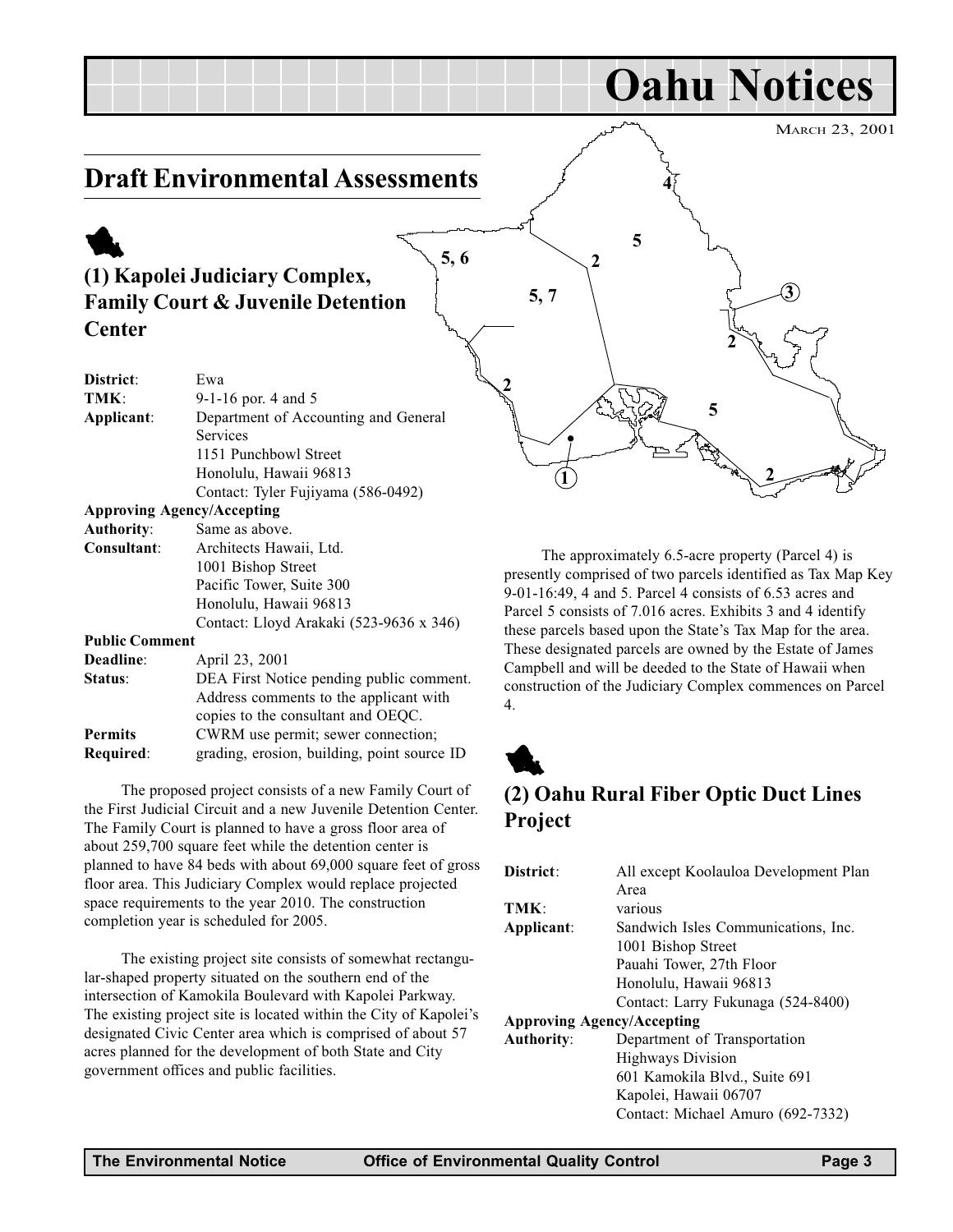# Oahu Notices

March 23, 2001

## Draft Environmental Assessments

### (1) Kapolei Judiciary Complex, Family Court & Juvenile Detention Center

**District**: Ewa
**TMK**: 9-1-16 por. 4 and 5
**Applicant**: Department of Accounting and General Services
1151 Punchbowl Street
Honolulu, Hawaii 96813
Contact: Tyler Fujiyama (586-0492)

**Approving Agency/Accepting Authority**: Same as above.

**Consultant**: Architects Hawaii, Ltd.
1001 Bishop Street
Pacific Tower, Suite 300
Honolulu, Hawaii 96813
Contact: Lloyd Arakaki (523-9636 x 346)

**Public Comment Deadline**: April 23, 2001

**Status**: DEA First Notice pending public comment. Address comments to the applicant with copies to the consultant and OEQC.

**Permits Required**: CWRM use permit; sewer connection; grading, erosion, building, point source ID

The proposed project consists of a new Family Court of the First Judicial Circuit and a new Juvenile Detention Center. The Family Court is planned to have a gross floor area of about 259,700 square feet while the detention center is planned to have 84 beds with about 69,000 square feet of gross floor area. This Judiciary Complex would replace projected space requirements to the year 2010. The construction completion year is scheduled for 2005.

The existing project site consists of somewhat rectangular-shaped property situated on the southern end of the intersection of Kamokila Boulevard with Kapolei Parkway. The existing project site is located within the City of Kapolei's designated Civic Center area which is comprised of about 57 acres planned for the development of both State and City government offices and public facilities.

The approximately 6.5-acre property (Parcel 4) is presently comprised of two parcels identified as Tax Map Key 9-01-16:49, 4 and 5. Parcel 4 consists of 6.53 acres and Parcel 5 consists of 7.016 acres. Exhibits 3 and 4 identify these parcels based upon the State's Tax Map for the area. These designated parcels are owned by the Estate of James Campbell and will be deeded to the State of Hawaii when construction of the Judiciary Complex commences on Parcel 4.

### (2) Oahu Rural Fiber Optic Duct Lines Project

**District**: All except Koolauloa Development Plan Area
**TMK**: various
**Applicant**: Sandwich Isles Communications, Inc.
1001 Bishop Street
Pauahi Tower, 27th Floor
Honolulu, Hawaii 96813
Contact: Larry Fukunaga (524-8400)

**Approving Agency/Accepting Authority**: Department of Transportation
Highways Division
601 Kamokila Blvd., Suite 691
Kapolei, Hawaii 06707
Contact: Michael Amuro (692-7332)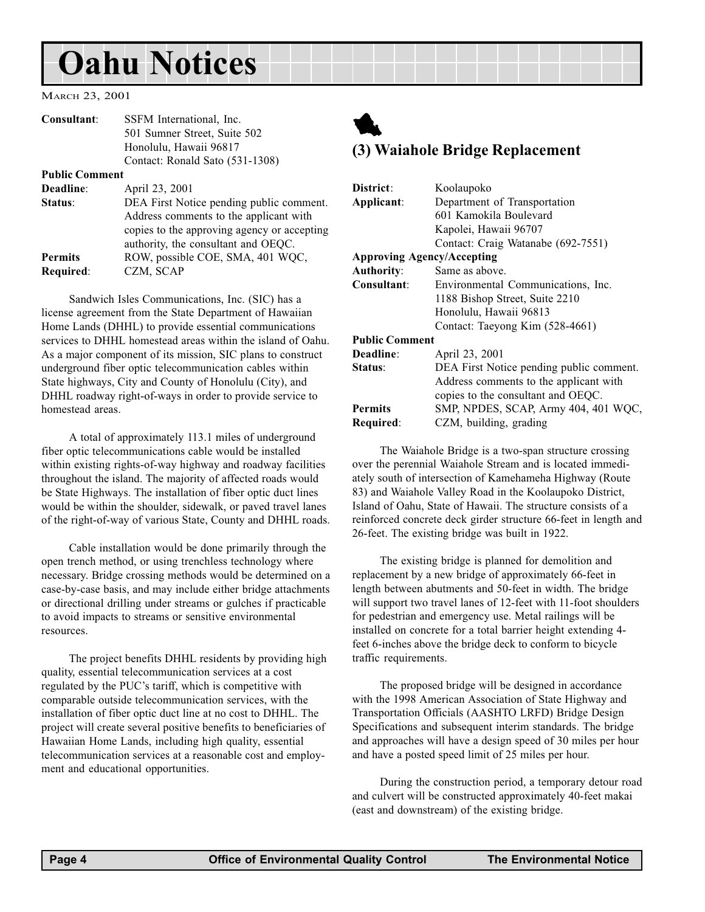# Oahu Notices

March 23, 2001

| | |
|---|---|
| **Consultant**: | SSFM International, Inc. 501 Sumner Street, Suite 502 Honolulu, Hawaii 96817 Contact: Ronald Sato (531-1308) |
| **Public Comment Deadline**: | April 23, 2001 |
| **Status**: | DEA First Notice pending public comment. Address comments to the applicant with copies to the approving agency or accepting authority, the consultant and OEQC. |
| **Permits Required**: | ROW, possible COE, SMA, 401 WQC, CZM, SCAP |

Sandwich Isles Communications, Inc. (SIC) has a license agreement from the State Department of Hawaiian Home Lands (DHHL) to provide essential communications services to DHHL homestead areas within the island of Oahu. As a major component of its mission, SIC plans to construct underground fiber optic telecommunication cables within State highways, City and County of Honolulu (City), and DHHL roadway right-of-ways in order to provide service to homestead areas.

A total of approximately 113.1 miles of underground fiber optic telecommunications cable would be installed within existing rights-of-way highway and roadway facilities throughout the island. The majority of affected roads would be State Highways. The installation of fiber optic duct lines would be within the shoulder, sidewalk, or paved travel lanes of the right-of-way of various State, County and DHHL roads.

Cable installation would be done primarily through the open trench method, or using trenchless technology where necessary. Bridge crossing methods would be determined on a case-by-case basis, and may include either bridge attachments or directional drilling under streams or gulches if practicable to avoid impacts to streams or sensitive environmental resources.

The project benefits DHHL residents by providing high quality, essential telecommunication services at a cost regulated by the PUC's tariff, which is competitive with comparable outside telecommunication services, with the installation of fiber optic duct line at no cost to DHHL. The project will create several positive benefits to beneficiaries of Hawaiian Home Lands, including high quality, essential telecommunication services at a reasonable cost and employment and educational opportunities.

## (3) Waiahole Bridge Replacement

| | |
|---|---|
| **District**: | Koolaupoko |
| **Applicant**: | Department of Transportation 601 Kamokila Boulevard Kapolei, Hawaii 96707 Contact: Craig Watanabe (692-7551) |
| **Approving Agency/Accepting Authority**: | Same as above. |
| **Consultant**: | Environmental Communications, Inc. 1188 Bishop Street, Suite 2210 Honolulu, Hawaii 96813 Contact: Taeyong Kim (528-4661) |
| **Public Comment Deadline**: | April 23, 2001 |
| **Status**: | DEA First Notice pending public comment. Address comments to the applicant with copies to the consultant and OEQC. |
| **Permits Required**: | SMP, NPDES, SCAP, Army 404, 401 WQC, CZM, building, grading |

The Waiahole Bridge is a two-span structure crossing over the perennial Waiahole Stream and is located immediately south of intersection of Kamehameha Highway (Route 83) and Waiahole Valley Road in the Koolaupoko District, Island of Oahu, State of Hawaii. The structure consists of a reinforced concrete deck girder structure 66-feet in length and 26-feet. The existing bridge was built in 1922.

The existing bridge is planned for demolition and replacement by a new bridge of approximately 66-feet in length between abutments and 50-feet in width. The bridge will support two travel lanes of 12-feet with 11-foot shoulders for pedestrian and emergency use. Metal railings will be installed on concrete for a total barrier height extending 4-feet 6-inches above the bridge deck to conform to bicycle traffic requirements.

The proposed bridge will be designed in accordance with the 1998 American Association of State Highway and Transportation Officials (AASHTO LRFD) Bridge Design Specifications and subsequent interim standards. The bridge and approaches will have a design speed of 30 miles per hour and have a posted speed limit of 25 miles per hour.

During the construction period, a temporary detour road and culvert will be constructed approximately 40-feet makai (east and downstream) of the existing bridge.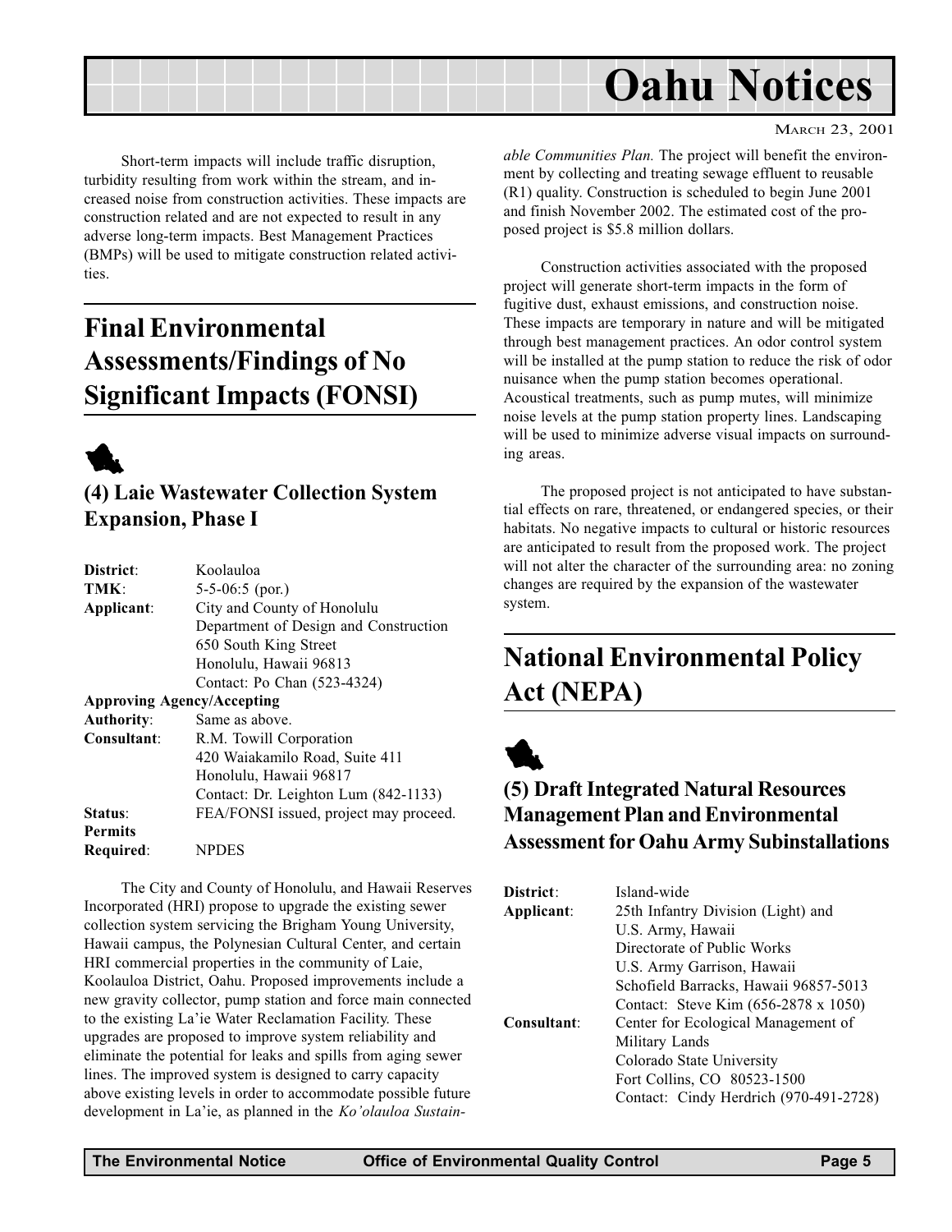Short-term impacts will include traffic disruption, turbidity resulting from work within the stream, and increased noise from construction activities. These impacts are construction related and are not expected to result in any adverse long-term impacts. Best Management Practices (BMPs) will be used to mitigate construction related activities.

## Final Environmental Assessments/Findings of No Significant Impacts (FONSI)

### (4) Laie Wastewater Collection System Expansion, Phase I

| | |
|---|---|
| **District**: | Koolauloa |
| **TMK**: | 5-5-06:5 (por.) |
| **Applicant**: | City and County of Honolulu<br>Department of Design and Construction<br>650 South King Street<br>Honolulu, Hawaii 96813<br>Contact: Po Chan (523-4324) |
| **Approving Agency/Accepting Authority**: | Same as above. |
| **Consultant**: | R.M. Towill Corporation<br>420 Waiakamilo Road, Suite 411<br>Honolulu, Hawaii 96817<br>Contact: Dr. Leighton Lum (842-1133) |
| **Status**: | FEA/FONSI issued, project may proceed. |
| **Permits Required**: | NPDES |

The City and County of Honolulu, and Hawaii Reserves Incorporated (HRI) propose to upgrade the existing sewer collection system servicing the Brigham Young University, Hawaii campus, the Polynesian Cultural Center, and certain HRI commercial properties in the community of Laie, Koolauloa District, Oahu. Proposed improvements include a new gravity collector, pump station and force main connected to the existing La'ie Water Reclamation Facility. These upgrades are proposed to improve system reliability and eliminate the potential for leaks and spills from aging sewer lines. The improved system is designed to carry capacity above existing levels in order to accommodate possible future development in La'ie, as planned in the *Ko'olauloa Sustainable Communities Plan.* The project will benefit the environment by collecting and treating sewage effluent to reusable (R1) quality. Construction is scheduled to begin June 2001 and finish November 2002. The estimated cost of the proposed project is $5.8 million dollars.

Construction activities associated with the proposed project will generate short-term impacts in the form of fugitive dust, exhaust emissions, and construction noise. These impacts are temporary in nature and will be mitigated through best management practices. An odor control system will be installed at the pump station to reduce the risk of odor nuisance when the pump station becomes operational. Acoustical treatments, such as pump mutes, will minimize noise levels at the pump station property lines. Landscaping will be used to minimize adverse visual impacts on surrounding areas.

The proposed project is not anticipated to have substantial effects on rare, threatened, or endangered species, or their habitats. No negative impacts to cultural or historic resources are anticipated to result from the proposed work. The project will not alter the character of the surrounding area: no zoning changes are required by the expansion of the wastewater system.

## National Environmental Policy Act (NEPA)

### (5) Draft Integrated Natural Resources Management Plan and Environmental Assessment for Oahu Army Subinstallations

| | |
|---|---|
| **District**: | Island-wide |
| **Applicant**: | 25th Infantry Division (Light) and<br>U.S. Army, Hawaii<br>Directorate of Public Works<br>U.S. Army Garrison, Hawaii<br>Schofield Barracks, Hawaii 96857-5013<br>Contact: Steve Kim (656-2878 x 1050) |
| **Consultant**: | Center for Ecological Management of<br>Military Lands<br>Colorado State University<br>Fort Collins, CO 80523-1500<br>Contact: Cindy Herdrich (970-491-2728) |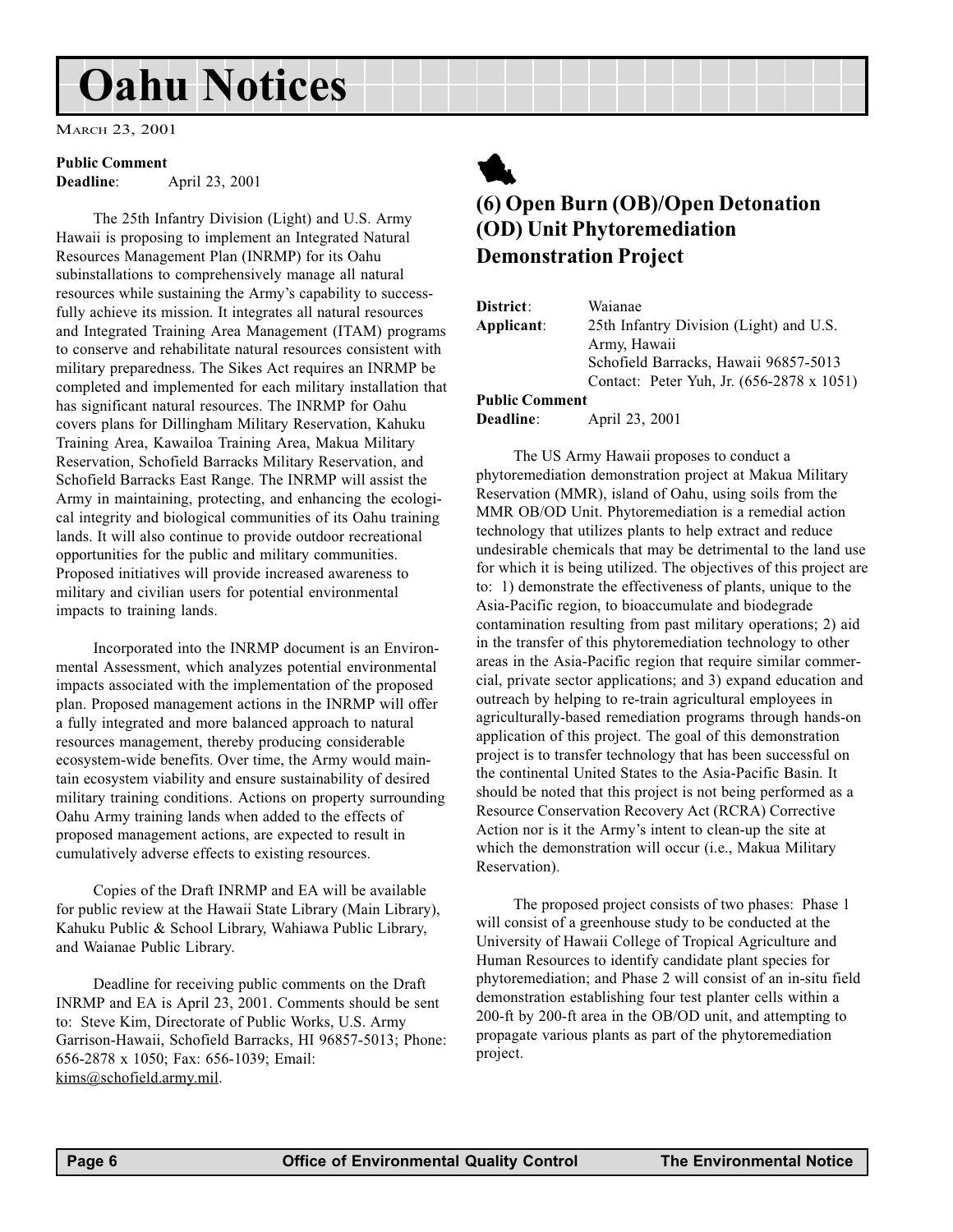**Public Comment**
**Deadline**: April 23, 2001

The 25th Infantry Division (Light) and U.S. Army Hawaii is proposing to implement an Integrated Natural Resources Management Plan (INRMP) for its Oahu subinstallations to comprehensively manage all natural resources while sustaining the Army's capability to successfully achieve its mission. It integrates all natural resources and Integrated Training Area Management (ITAM) programs to conserve and rehabilitate natural resources consistent with military preparedness. The Sikes Act requires an INRMP be completed and implemented for each military installation that has significant natural resources. The INRMP for Oahu covers plans for Dillingham Military Reservation, Kahuku Training Area, Kawailoa Training Area, Makua Military Reservation, Schofield Barracks Military Reservation, and Schofield Barracks East Range. The INRMP will assist the Army in maintaining, protecting, and enhancing the ecological integrity and biological communities of its Oahu training lands. It will also continue to provide outdoor recreational opportunities for the public and military communities. Proposed initiatives will provide increased awareness to military and civilian users for potential environmental impacts to training lands.

Incorporated into the INRMP document is an Environmental Assessment, which analyzes potential environmental impacts associated with the implementation of the proposed plan. Proposed management actions in the INRMP will offer a fully integrated and more balanced approach to natural resources management, thereby producing considerable ecosystem-wide benefits. Over time, the Army would maintain ecosystem viability and ensure sustainability of desired military training conditions. Actions on property surrounding Oahu Army training lands when added to the effects of proposed management actions, are expected to result in cumulatively adverse effects to existing resources.

Copies of the Draft INRMP and EA will be available for public review at the Hawaii State Library (Main Library), Kahuku Public & School Library, Wahiawa Public Library, and Waianae Public Library.

Deadline for receiving public comments on the Draft INRMP and EA is April 23, 2001. Comments should be sent to: Steve Kim, Directorate of Public Works, U.S. Army Garrison-Hawaii, Schofield Barracks, HI 96857-5013; Phone: 656-2878 x 1050; Fax: 656-1039; Email: kims@schofield.army.mil.

## (6) Open Burn (OB)/Open Detonation (OD) Unit Phytoremediation Demonstration Project

**District**: Waianae
**Applicant**: 25th Infantry Division (Light) and U.S. Army, Hawaii
Schofield Barracks, Hawaii 96857-5013
Contact: Peter Yuh, Jr. (656-2878 x 1051)
**Public Comment**
**Deadline**: April 23, 2001

The US Army Hawaii proposes to conduct a phytoremediation demonstration project at Makua Military Reservation (MMR), island of Oahu, using soils from the MMR OB/OD Unit. Phytoremediation is a remedial action technology that utilizes plants to help extract and reduce undesirable chemicals that may be detrimental to the land use for which it is being utilized. The objectives of this project are to: 1) demonstrate the effectiveness of plants, unique to the Asia-Pacific region, to bioaccumulate and biodegrade contamination resulting from past military operations; 2) aid in the transfer of this phytoremediation technology to other areas in the Asia-Pacific region that require similar commercial, private sector applications; and 3) expand education and outreach by helping to re-train agricultural employees in agriculturally-based remediation programs through hands-on application of this project. The goal of this demonstration project is to transfer technology that has been successful on the continental United States to the Asia-Pacific Basin. It should be noted that this project is not being performed as a Resource Conservation Recovery Act (RCRA) Corrective Action nor is it the Army's intent to clean-up the site at which the demonstration will occur (i.e., Makua Military Reservation).

The proposed project consists of two phases: Phase 1 will consist of a greenhouse study to be conducted at the University of Hawaii College of Tropical Agriculture and Human Resources to identify candidate plant species for phytoremediation; and Phase 2 will consist of an in-situ field demonstration establishing four test planter cells within a 200-ft by 200-ft area in the OB/OD unit, and attempting to propagate various plants as part of the phytoremediation project.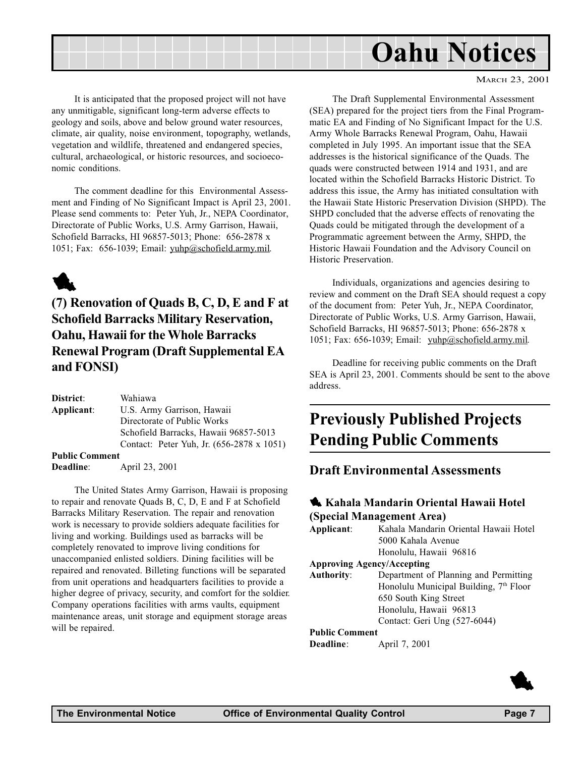It is anticipated that the proposed project will not have any unmitigable, significant long-term adverse effects to geology and soils, above and below ground water resources, climate, air quality, noise environment, topography, wetlands, vegetation and wildlife, threatened and endangered species, cultural, archaeological, or historic resources, and socioeconomic conditions.

The comment deadline for this Environmental Assessment and Finding of No Significant Impact is April 23, 2001. Please send comments to: Peter Yuh, Jr., NEPA Coordinator, Directorate of Public Works, U.S. Army Garrison, Hawaii, Schofield Barracks, HI 96857-5013; Phone: 656-2878 x 1051; Fax: 656-1039; Email: yuhp@schofield.army.mil.

## (7) Renovation of Quads B, C, D, E and F at Schofield Barracks Military Reservation, Oahu, Hawaii for the Whole Barracks Renewal Program (Draft Supplemental EA and FONSI)

**District**: Wahiawa
**Applicant**: U.S. Army Garrison, Hawaii
Directorate of Public Works
Schofield Barracks, Hawaii 96857-5013
Contact: Peter Yuh, Jr. (656-2878 x 1051)
**Public Comment Deadline**: April 23, 2001

The United States Army Garrison, Hawaii is proposing to repair and renovate Quads B, C, D, E and F at Schofield Barracks Military Reservation. The repair and renovation work is necessary to provide soldiers adequate facilities for living and working. Buildings used as barracks will be completely renovated to improve living conditions for unaccompanied enlisted soldiers. Dining facilities will be repaired and renovated. Billeting functions will be separated from unit operations and headquarters facilities to provide a higher degree of privacy, security, and comfort for the soldier. Company operations facilities with arms vaults, equipment maintenance areas, unit storage and equipment storage areas will be repaired.

The Draft Supplemental Environmental Assessment (SEA) prepared for the project tiers from the Final Programmatic EA and Finding of No Significant Impact for the U.S. Army Whole Barracks Renewal Program, Oahu, Hawaii completed in July 1995. An important issue that the SEA addresses is the historical significance of the Quads. The quads were constructed between 1914 and 1931, and are located within the Schofield Barracks Historic District. To address this issue, the Army has initiated consultation with the Hawaii State Historic Preservation Division (SHPD). The SHPD concluded that the adverse effects of renovating the Quads could be mitigated through the development of a Programmatic agreement between the Army, SHPD, the Historic Hawaii Foundation and the Advisory Council on Historic Preservation.

Individuals, organizations and agencies desiring to review and comment on the Draft SEA should request a copy of the document from: Peter Yuh, Jr., NEPA Coordinator, Directorate of Public Works, U.S. Army Garrison, Hawaii, Schofield Barracks, HI 96857-5013; Phone: 656-2878 x 1051; Fax: 656-1039; Email: yuhp@schofield.army.mil.

Deadline for receiving public comments on the Draft SEA is April 23, 2001. Comments should be sent to the above address.

# Previously Published Projects Pending Public Comments

## Draft Environmental Assessments

### Kahala Mandarin Oriental Hawaii Hotel (Special Management Area)

**Applicant**: Kahala Mandarin Oriental Hawaii Hotel
5000 Kahala Avenue
Honolulu, Hawaii 96816
**Approving Agency/Accepting Authority**: Department of Planning and Permitting
Honolulu Municipal Building, 7th Floor
650 South King Street
Honolulu, Hawaii 96813
Contact: Geri Ung (527-6044)
**Public Comment Deadline**: April 7, 2001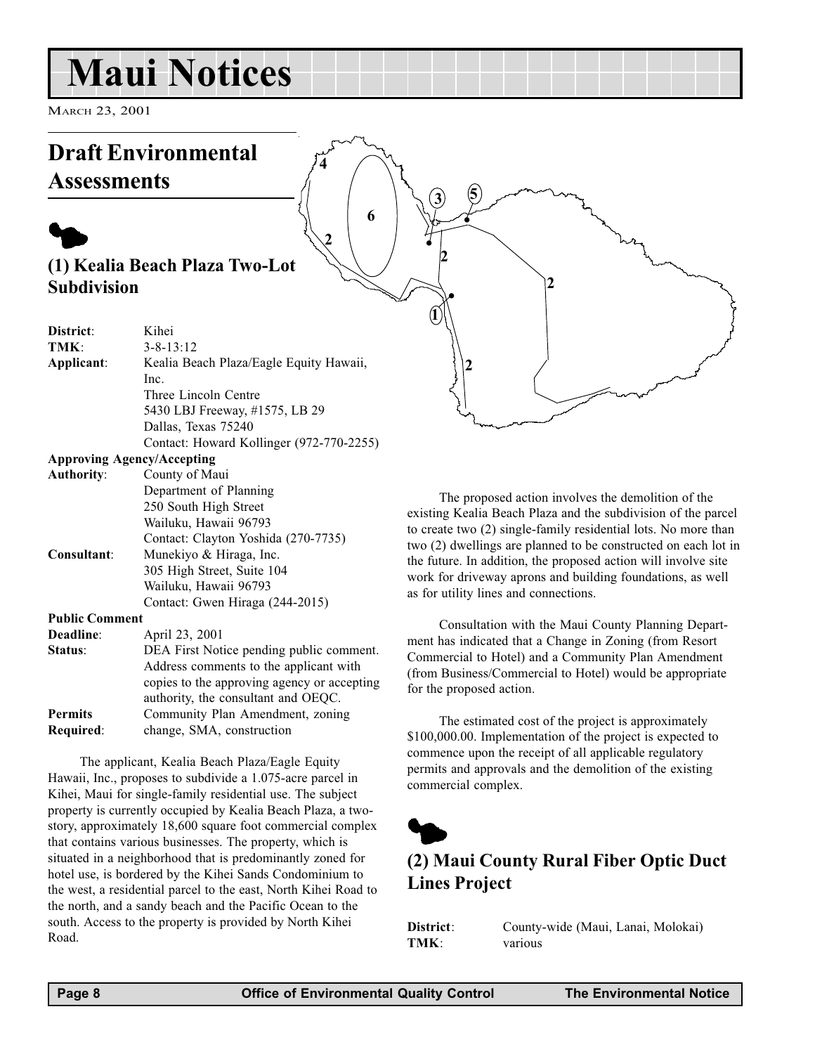# Maui Notices

March 23, 2001

## Draft Environmental Assessments

### (1) Kealia Beach Plaza Two-Lot Subdivision

| | |
|---|---|
| **District**: | Kihei |
| **TMK**: | 3-8-13:12 |
| **Applicant**: | Kealia Beach Plaza/Eagle Equity Hawaii, Inc.<br>Three Lincoln Centre<br>5430 LBJ Freeway, #1575, LB 29<br>Dallas, Texas 75240<br>Contact: Howard Kollinger (972-770-2255) |
| **Approving Agency/Accepting Authority**: | County of Maui<br>Department of Planning<br>250 South High Street<br>Wailuku, Hawaii 96793<br>Contact: Clayton Yoshida (270-7735) |
| **Consultant**: | Munekiyo & Hiraga, Inc.<br>305 High Street, Suite 104<br>Wailuku, Hawaii 96793<br>Contact: Gwen Hiraga (244-2015) |
| **Public Comment Deadline**: | April 23, 2001 |
| **Status**: | DEA First Notice pending public comment. Address comments to the applicant with copies to the approving agency or accepting authority, the consultant and OEQC. |
| **Permits Required**: | Community Plan Amendment, zoning change, SMA, construction |

The applicant, Kealia Beach Plaza/Eagle Equity Hawaii, Inc., proposes to subdivide a 1.075-acre parcel in Kihei, Maui for single-family residential use. The subject property is currently occupied by Kealia Beach Plaza, a two-story, approximately 18,600 square foot commercial complex that contains various businesses. The property, which is situated in a neighborhood that is predominantly zoned for hotel use, is bordered by the Kihei Sands Condominium to the west, a residential parcel to the east, North Kihei Road to the north, and a sandy beach and the Pacific Ocean to the south. Access to the property is provided by North Kihei Road.

The proposed action involves the demolition of the existing Kealia Beach Plaza and the subdivision of the parcel to create two (2) single-family residential lots. No more than two (2) dwellings are planned to be constructed on each lot in the future. In addition, the proposed action will involve site work for driveway aprons and building foundations, as well as for utility lines and connections.

Consultation with the Maui County Planning Department has indicated that a Change in Zoning (from Resort Commercial to Hotel) and a Community Plan Amendment (from Business/Commercial to Hotel) would be appropriate for the proposed action.

The estimated cost of the project is approximately $100,000.00. Implementation of the project is expected to commence upon the receipt of all applicable regulatory permits and approvals and the demolition of the existing commercial complex.

### (2) Maui County Rural Fiber Optic Duct Lines Project

| | |
|---|---|
| **District**: | County-wide (Maui, Lanai, Molokai) |
| **TMK**: | various |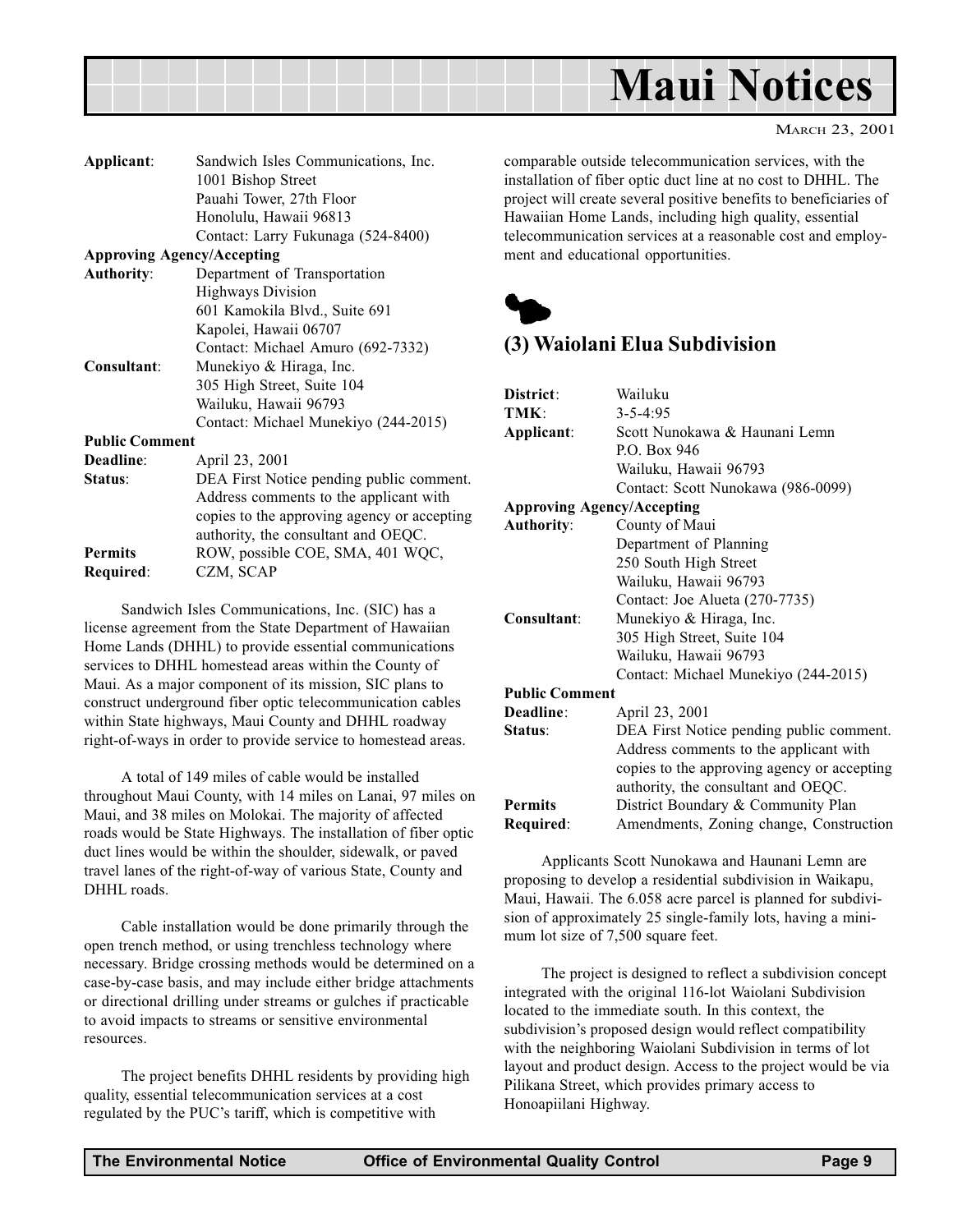# Maui Notices

MARCH 23, 2001

| | |
|---|---|
| **Applicant**: | Sandwich Isles Communications, Inc.<br>1001 Bishop Street<br>Pauahi Tower, 27th Floor<br>Honolulu, Hawaii 96813<br>Contact: Larry Fukunaga (524-8400) |
| **Approving Agency/Accepting Authority**: | Department of Transportation<br>Highways Division<br>601 Kamokila Blvd., Suite 691<br>Kapolei, Hawaii 06707<br>Contact: Michael Amuro (692-7332) |
| **Consultant**: | Munekiyo & Hiraga, Inc.<br>305 High Street, Suite 104<br>Wailuku, Hawaii 96793<br>Contact: Michael Munekiyo (244-2015) |
| **Public Comment Deadline**: | April 23, 2001 |
| **Status**: | DEA First Notice pending public comment. Address comments to the applicant with copies to the approving agency or accepting authority, the consultant and OEQC. |
| **Permits Required**: | ROW, possible COE, SMA, 401 WQC, CZM, SCAP |

Sandwich Isles Communications, Inc. (SIC) has a license agreement from the State Department of Hawaiian Home Lands (DHHL) to provide essential communications services to DHHL homestead areas within the County of Maui. As a major component of its mission, SIC plans to construct underground fiber optic telecommunication cables within State highways, Maui County and DHHL roadway right-of-ways in order to provide service to homestead areas.

A total of 149 miles of cable would be installed throughout Maui County, with 14 miles on Lanai, 97 miles on Maui, and 38 miles on Molokai. The majority of affected roads would be State Highways. The installation of fiber optic duct lines would be within the shoulder, sidewalk, or paved travel lanes of the right-of-way of various State, County and DHHL roads.

Cable installation would be done primarily through the open trench method, or using trenchless technology where necessary. Bridge crossing methods would be determined on a case-by-case basis, and may include either bridge attachments or directional drilling under streams or gulches if practicable to avoid impacts to streams or sensitive environmental resources.

The project benefits DHHL residents by providing high quality, essential telecommunication services at a cost regulated by the PUC's tariff, which is competitive with comparable outside telecommunication services, with the installation of fiber optic duct line at no cost to DHHL. The project will create several positive benefits to beneficiaries of Hawaiian Home Lands, including high quality, essential telecommunication services at a reasonable cost and employment and educational opportunities.

## (3) Waiolani Elua Subdivision

| | |
|---|---|
| **District**: | Wailuku |
| **TMK**: | 3-5-4:95 |
| **Applicant**: | Scott Nunokawa & Haunani Lemn<br>P.O. Box 946<br>Wailuku, Hawaii 96793<br>Contact: Scott Nunokawa (986-0099) |
| **Approving Agency/Accepting Authority**: | County of Maui<br>Department of Planning<br>250 South High Street<br>Wailuku, Hawaii 96793<br>Contact: Joe Alueta (270-7735) |
| **Consultant**: | Munekiyo & Hiraga, Inc.<br>305 High Street, Suite 104<br>Wailuku, Hawaii 96793<br>Contact: Michael Munekiyo (244-2015) |
| **Public Comment Deadline**: | April 23, 2001 |
| **Status**: | DEA First Notice pending public comment. Address comments to the applicant with copies to the approving agency or accepting authority, the consultant and OEQC. |
| **Permits Required**: | District Boundary & Community Plan Amendments, Zoning change, Construction |

Applicants Scott Nunokawa and Haunani Lemn are proposing to develop a residential subdivision in Waikapu, Maui, Hawaii. The 6.058 acre parcel is planned for subdivision of approximately 25 single-family lots, having a minimum lot size of 7,500 square feet.

The project is designed to reflect a subdivision concept integrated with the original 116-lot Waiolani Subdivision located to the immediate south. In this context, the subdivision's proposed design would reflect compatibility with the neighboring Waiolani Subdivision in terms of lot layout and product design. Access to the project would be via Pilikana Street, which provides primary access to Honoapiilani Highway.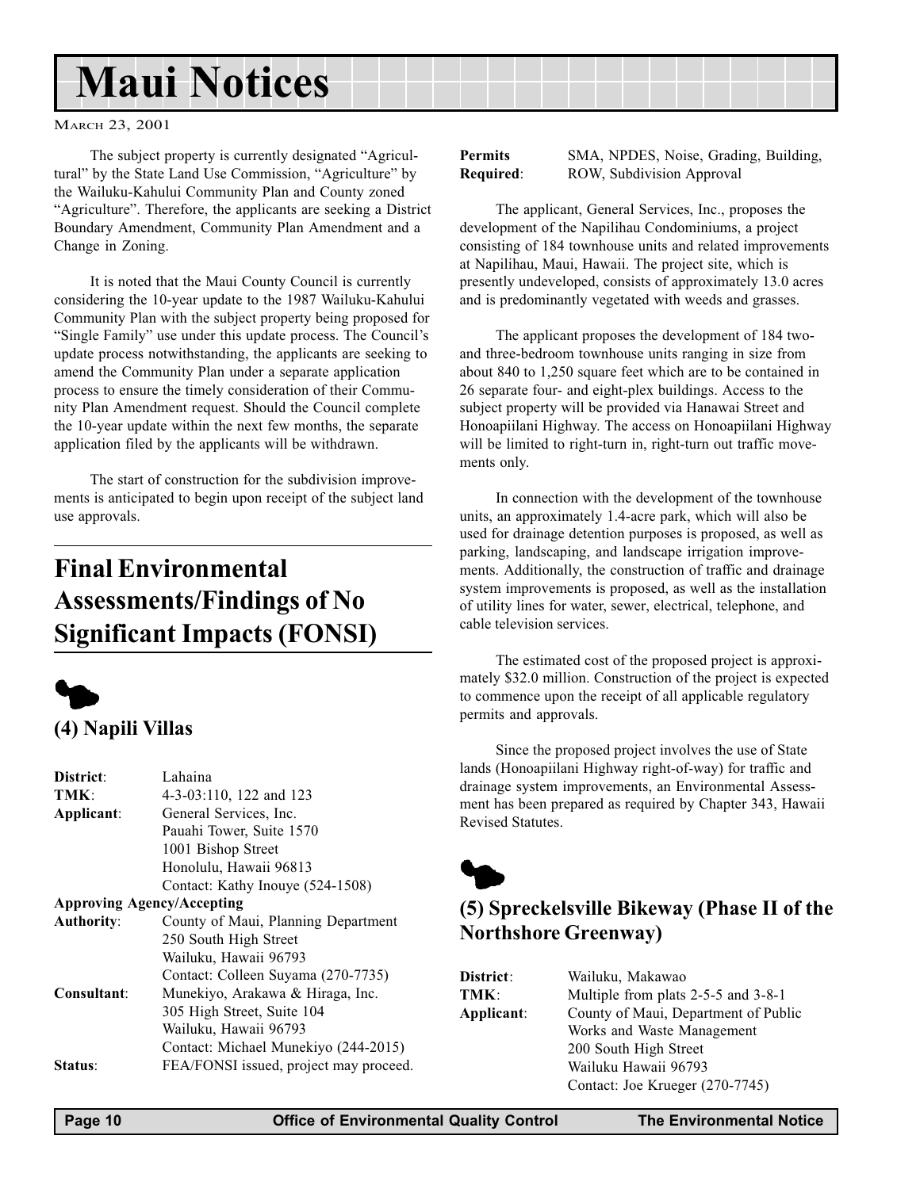# Maui Notices

The subject property is currently designated "Agricultural" by the State Land Use Commission, "Agriculture" by the Wailuku-Kahului Community Plan and County zoned "Agriculture". Therefore, the applicants are seeking a District Boundary Amendment, Community Plan Amendment and a Change in Zoning.

It is noted that the Maui County Council is currently considering the 10-year update to the 1987 Wailuku-Kahului Community Plan with the subject property being proposed for "Single Family" use under this update process. The Council's update process notwithstanding, the applicants are seeking to amend the Community Plan under a separate application process to ensure the timely consideration of their Community Plan Amendment request. Should the Council complete the 10-year update within the next few months, the separate application filed by the applicants will be withdrawn.

The start of construction for the subdivision improvements is anticipated to begin upon receipt of the subject land use approvals.

## Final Environmental Assessments/Findings of No Significant Impacts (FONSI)

### (4) Napili Villas

**District**: Lahaina
**TMK**: 4-3-03:110, 122 and 123
**Applicant**: General Services, Inc.
Pauahi Tower, Suite 1570
1001 Bishop Street
Honolulu, Hawaii 96813
Contact: Kathy Inouye (524-1508)
**Approving Agency/Accepting Authority**: County of Maui, Planning Department
250 South High Street
Wailuku, Hawaii 96793
Contact: Colleen Suyama (270-7735)
**Consultant**: Munekiyo, Arakawa & Hiraga, Inc.
305 High Street, Suite 104
Wailuku, Hawaii 96793
Contact: Michael Munekiyo (244-2015)
**Status**: FEA/FONSI issued, project may proceed.
**Permits Required**: SMA, NPDES, Noise, Grading, Building, ROW, Subdivision Approval

The applicant, General Services, Inc., proposes the development of the Napilihau Condominiums, a project consisting of 184 townhouse units and related improvements at Napilihau, Maui, Hawaii. The project site, which is presently undeveloped, consists of approximately 13.0 acres and is predominantly vegetated with weeds and grasses.

The applicant proposes the development of 184 two- and three-bedroom townhouse units ranging in size from about 840 to 1,250 square feet which are to be contained in 26 separate four- and eight-plex buildings. Access to the subject property will be provided via Hanawai Street and Honoapiilani Highway. The access on Honoapiilani Highway will be limited to right-turn in, right-turn out traffic movements only.

In connection with the development of the townhouse units, an approximately 1.4-acre park, which will also be used for drainage detention purposes is proposed, as well as parking, landscaping, and landscape irrigation improvements. Additionally, the construction of traffic and drainage system improvements is proposed, as well as the installation of utility lines for water, sewer, electrical, telephone, and cable television services.

The estimated cost of the proposed project is approximately $32.0 million. Construction of the project is expected to commence upon the receipt of all applicable regulatory permits and approvals.

Since the proposed project involves the use of State lands (Honoapiilani Highway right-of-way) for traffic and drainage system improvements, an Environmental Assessment has been prepared as required by Chapter 343, Hawaii Revised Statutes.

### (5) Spreckelsville Bikeway (Phase II of the Northshore Greenway)

**District**: Wailuku, Makawao
**TMK**: Multiple from plats 2-5-5 and 3-8-1
**Applicant**: County of Maui, Department of Public Works and Waste Management
200 South High Street
Wailuku Hawaii 96793
Contact: Joe Krueger (270-7745)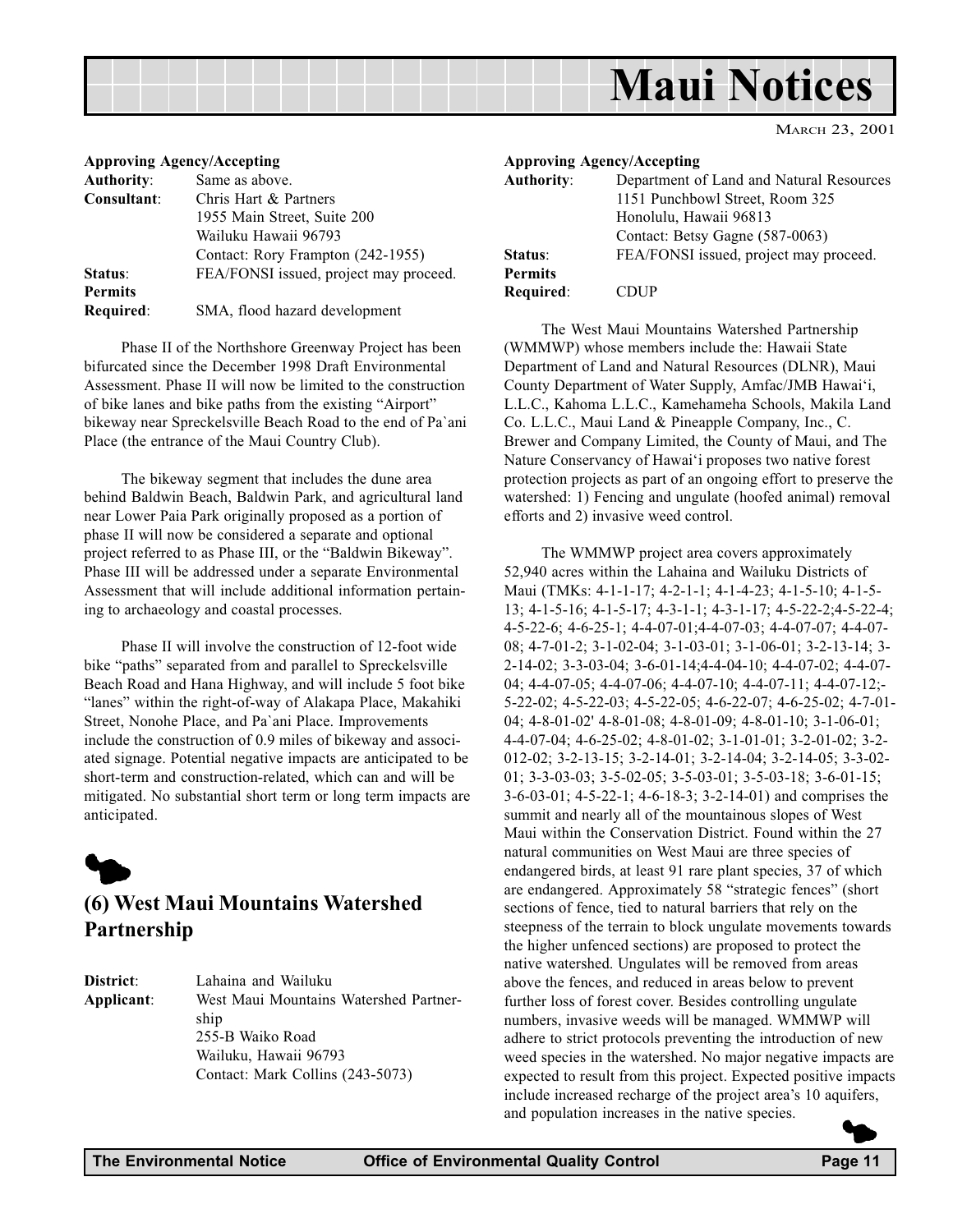| | |
|---|---|
| **Approving Agency/Accepting Authority**: | Same as above. |
| **Consultant**: | Chris Hart & Partners<br>1955 Main Street, Suite 200<br>Wailuku Hawaii 96793<br>Contact: Rory Frampton (242-1955) |
| **Status**: | FEA/FONSI issued, project may proceed. |
| **Permits Required**: | SMA, flood hazard development |

Phase II of the Northshore Greenway Project has been bifurcated since the December 1998 Draft Environmental Assessment. Phase II will now be limited to the construction of bike lanes and bike paths from the existing "Airport" bikeway near Spreckelsville Beach Road to the end of Pa`ani Place (the entrance of the Maui Country Club).

The bikeway segment that includes the dune area behind Baldwin Beach, Baldwin Park, and agricultural land near Lower Paia Park originally proposed as a portion of phase II will now be considered a separate and optional project referred to as Phase III, or the "Baldwin Bikeway". Phase III will be addressed under a separate Environmental Assessment that will include additional information pertaining to archaeology and coastal processes.

Phase II will involve the construction of 12-foot wide bike "paths" separated from and parallel to Spreckelsville Beach Road and Hana Highway, and will include 5 foot bike "lanes" within the right-of-way of Alakapa Place, Makahiki Street, Nonohe Place, and Pa`ani Place. Improvements include the construction of 0.9 miles of bikeway and associated signage. Potential negative impacts are anticipated to be short-term and construction-related, which can and will be mitigated. No substantial short term or long term impacts are anticipated.

## (6) West Maui Mountains Watershed Partnership

| | |
|---|---|
| **District**: | Lahaina and Wailuku |
| **Applicant**: | West Maui Mountains Watershed Partnership<br>255-B Waiko Road<br>Wailuku, Hawaii 96793<br>Contact: Mark Collins (243-5073) |
| **Approving Agency/Accepting Authority**: | Department of Land and Natural Resources<br>1151 Punchbowl Street, Room 325<br>Honolulu, Hawaii 96813<br>Contact: Betsy Gagne (587-0063) |
| **Status**: | FEA/FONSI issued, project may proceed. |
| **Permits Required**: | CDUP |

The West Maui Mountains Watershed Partnership (WMMWP) whose members include the: Hawaii State Department of Land and Natural Resources (DLNR), Maui County Department of Water Supply, Amfac/JMB Hawai'i, L.L.C., Kahoma L.L.C., Kamehameha Schools, Makila Land Co. L.L.C., Maui Land & Pineapple Company, Inc., C. Brewer and Company Limited, the County of Maui, and The Nature Conservancy of Hawai'i proposes two native forest protection projects as part of an ongoing effort to preserve the watershed: 1) Fencing and ungulate (hoofed animal) removal efforts and 2) invasive weed control.

The WMMWP project area covers approximately 52,940 acres within the Lahaina and Wailuku Districts of Maui (TMKs: 4-1-1-17; 4-2-1-1; 4-1-4-23; 4-1-5-10; 4-1-5-13; 4-1-5-16; 4-1-5-17; 4-3-1-1; 4-3-1-17; 4-5-22-2;4-5-22-4; 4-5-22-6; 4-6-25-1; 4-4-07-01;4-4-07-03; 4-4-07-07; 4-4-07-08; 4-7-01-2; 3-1-02-04; 3-1-03-01; 3-1-06-01; 3-2-13-14; 3-2-14-02; 3-3-03-04; 3-6-01-14;4-4-04-10; 4-4-07-02; 4-4-07-04; 4-4-07-05; 4-4-07-06; 4-4-07-10; 4-4-07-11; 4-4-07-12;-5-22-02; 4-5-22-03; 4-5-22-05; 4-6-22-07; 4-6-25-02; 4-7-01-04; 4-8-01-02' 4-8-01-08; 4-8-01-09; 4-8-01-10; 3-1-06-01; 4-4-07-04; 4-6-25-02; 4-8-01-02; 3-1-01-01; 3-2-01-02; 3-2-012-02; 3-2-13-15; 3-2-14-01; 3-2-14-04; 3-2-14-05; 3-3-02-01; 3-3-03-03; 3-5-02-05; 3-5-03-01; 3-5-03-18; 3-6-01-15; 3-6-03-01; 4-5-22-1; 4-6-18-3; 3-2-14-01) and comprises the summit and nearly all of the mountainous slopes of West Maui within the Conservation District. Found within the 27 natural communities on West Maui are three species of endangered birds, at least 91 rare plant species, 37 of which are endangered. Approximately 58 "strategic fences" (short sections of fence, tied to natural barriers that rely on the steepness of the terrain to block ungulate movements towards the higher unfenced sections) are proposed to protect the native watershed. Ungulates will be removed from areas above the fences, and reduced in areas below to prevent further loss of forest cover. Besides controlling ungulate numbers, invasive weeds will be managed. WMMWP will adhere to strict protocols preventing the introduction of new weed species in the watershed. No major negative impacts are expected to result from this project. Expected positive impacts include increased recharge of the project area's 10 aquifers, and population increases in the native species.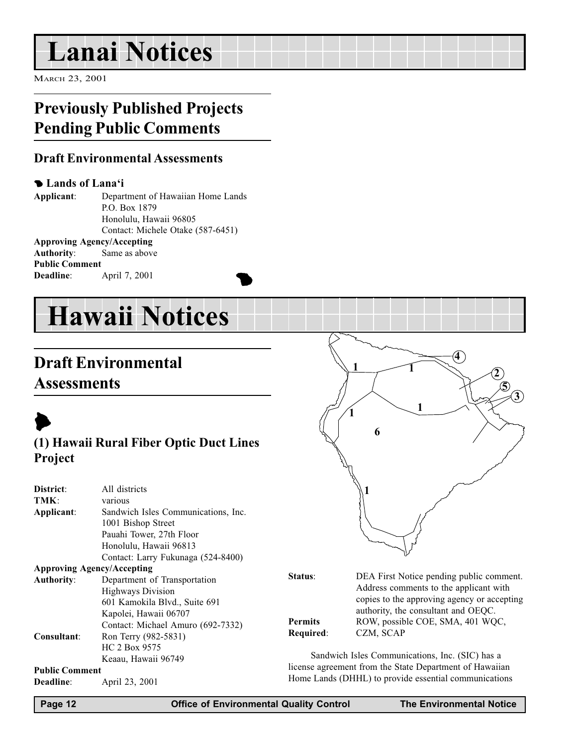# Lanai Notices

MARCH 23, 2001

## Previously Published Projects Pending Public Comments

### Draft Environmental Assessments

**Lands of Lana'i**

**Applicant**: Department of Hawaiian Home Lands
P.O. Box 1879
Honolulu, Hawaii 96805
Contact: Michele Otake (587-6451)

**Approving Agency/Accepting Authority**: Same as above

**Public Comment Deadline**: April 7, 2001

# Hawaii Notices

## Draft Environmental Assessments

### (1) Hawaii Rural Fiber Optic Duct Lines Project

**District**: All districts

**TMK**: various

**Applicant**: Sandwich Isles Communications, Inc.
1001 Bishop Street
Pauahi Tower, 27th Floor
Honolulu, Hawaii 96813
Contact: Larry Fukunaga (524-8400)

**Approving Agency/Accepting Authority**: Department of Transportation
Highways Division
601 Kamokila Blvd., Suite 691
Kapolei, Hawaii 06707
Contact: Michael Amuro (692-7332)

**Consultant**: Ron Terry (982-5831)
HC 2 Box 9575
Keaau, Hawaii 96749

**Public Comment Deadline**: April 23, 2001

**Status**: DEA First Notice pending public comment. Address comments to the applicant with copies to the approving agency or accepting authority, the consultant and OEQC.

**Permits Required**: ROW, possible COE, SMA, 401 WQC, CZM, SCAP

Sandwich Isles Communications, Inc. (SIC) has a license agreement from the State Department of Hawaiian Home Lands (DHHL) to provide essential communications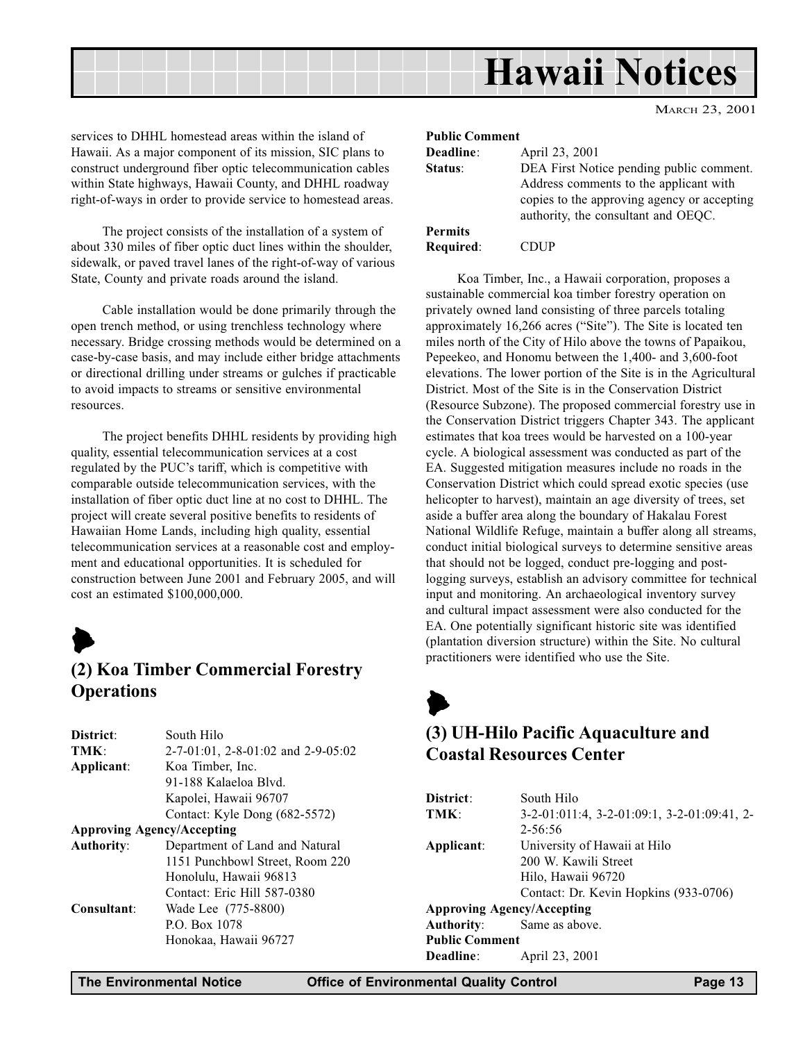services to DHHL homestead areas within the island of Hawaii. As a major component of its mission, SIC plans to construct underground fiber optic telecommunication cables within State highways, Hawaii County, and DHHL roadway right-of-ways in order to provide service to homestead areas.

The project consists of the installation of a system of about 330 miles of fiber optic duct lines within the shoulder, sidewalk, or paved travel lanes of the right-of-way of various State, County and private roads around the island.

Cable installation would be done primarily through the open trench method, or using trenchless technology where necessary. Bridge crossing methods would be determined on a case-by-case basis, and may include either bridge attachments or directional drilling under streams or gulches if practicable to avoid impacts to streams or sensitive environmental resources.

The project benefits DHHL residents by providing high quality, essential telecommunication services at a cost regulated by the PUC's tariff, which is competitive with comparable outside telecommunication services, with the installation of fiber optic duct line at no cost to DHHL. The project will create several positive benefits to residents of Hawaiian Home Lands, including high quality, essential telecommunication services at a reasonable cost and employment and educational opportunities. It is scheduled for construction between June 2001 and February 2005, and will cost an estimated $100,000,000.

## (2) Koa Timber Commercial Forestry Operations

**District**: South Hilo
**TMK**: 2-7-01:01, 2-8-01:02 and 2-9-05:02
**Applicant**: Koa Timber, Inc.
91-188 Kalaeloa Blvd.
Kapolei, Hawaii 96707
Contact: Kyle Dong (682-5572)
**Approving Agency/Accepting Authority**: Department of Land and Natural
1151 Punchbowl Street, Room 220
Honolulu, Hawaii 96813
Contact: Eric Hill 587-0380
**Consultant**: Wade Lee (775-8800)
P.O. Box 1078
Honokaa, Hawaii 96727
**Public Comment Deadline**: April 23, 2001
**Status**: DEA First Notice pending public comment. Address comments to the applicant with copies to the approving agency or accepting authority, the consultant and OEQC.
**Permits Required**: CDUP

Koa Timber, Inc., a Hawaii corporation, proposes a sustainable commercial koa timber forestry operation on privately owned land consisting of three parcels totaling approximately 16,266 acres ("Site"). The Site is located ten miles north of the City of Hilo above the towns of Papaikou, Pepeekeo, and Honomu between the 1,400- and 3,600-foot elevations. The lower portion of the Site is in the Agricultural District. Most of the Site is in the Conservation District (Resource Subzone). The proposed commercial forestry use in the Conservation District triggers Chapter 343. The applicant estimates that koa trees would be harvested on a 100-year cycle. A biological assessment was conducted as part of the EA. Suggested mitigation measures include no roads in the Conservation District which could spread exotic species (use helicopter to harvest), maintain an age diversity of trees, set aside a buffer area along the boundary of Hakalau Forest National Wildlife Refuge, maintain a buffer along all streams, conduct initial biological surveys to determine sensitive areas that should not be logged, conduct pre-logging and post-logging surveys, establish an advisory committee for technical input and monitoring. An archaeological inventory survey and cultural impact assessment were also conducted for the EA. One potentially significant historic site was identified (plantation diversion structure) within the Site. No cultural practitioners were identified who use the Site.

## (3) UH-Hilo Pacific Aquaculture and Coastal Resources Center

**District**: South Hilo
**TMK**: 3-2-01:011:4, 3-2-01:09:1, 3-2-01:09:41, 2-2-56:56
**Applicant**: University of Hawaii at Hilo
200 W. Kawili Street
Hilo, Hawaii 96720
Contact: Dr. Kevin Hopkins (933-0706)
**Approving Agency/Accepting Authority**: Same as above.
**Public Comment Deadline**: April 23, 2001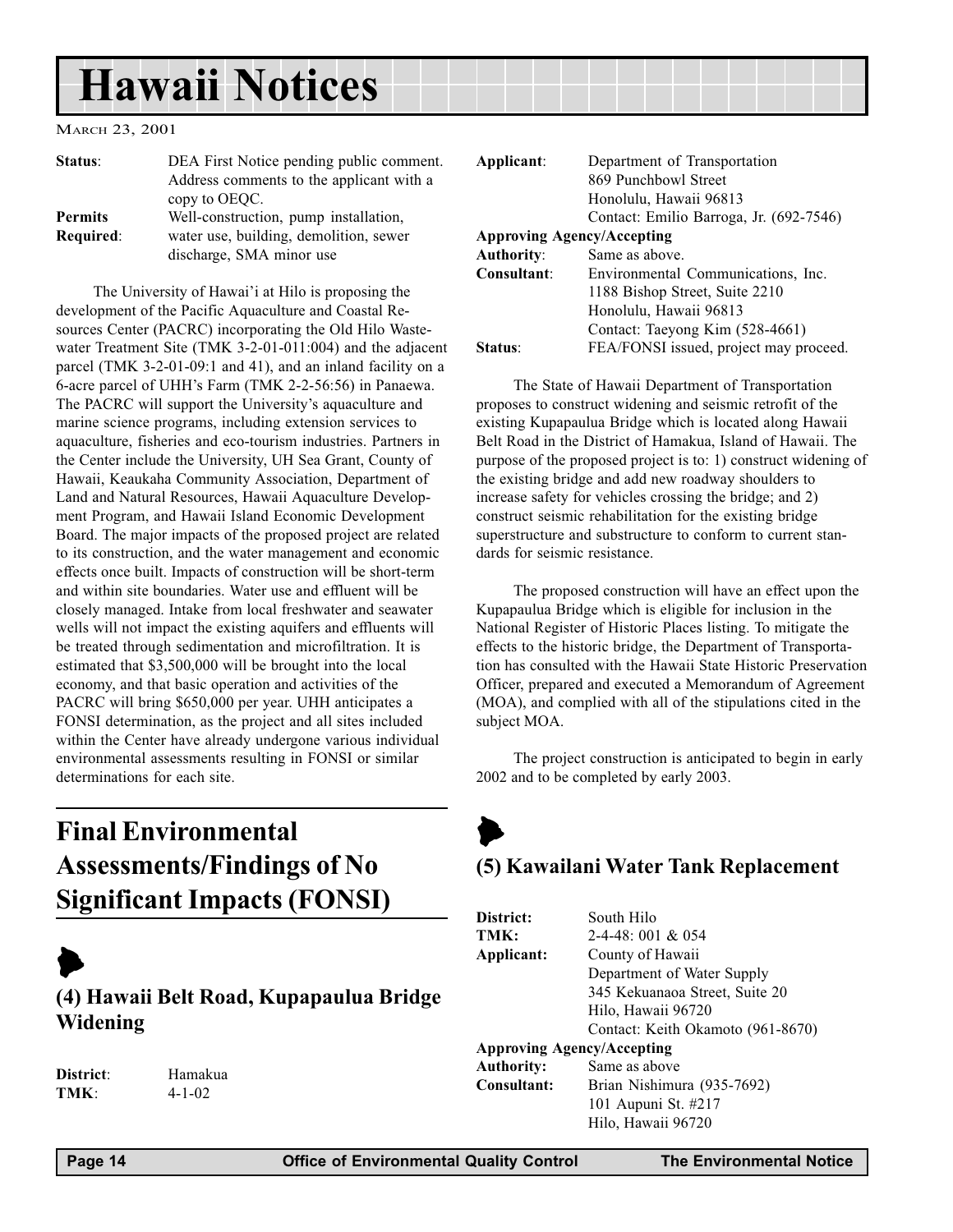| | |
|---|---|
| **Status**: | DEA First Notice pending public comment. Address comments to the applicant with a copy to OEQC. |
| **Permits Required**: | Well-construction, pump installation, water use, building, demolition, sewer discharge, SMA minor use |

The University of Hawai'i at Hilo is proposing the development of the Pacific Aquaculture and Coastal Resources Center (PACRC) incorporating the Old Hilo Wastewater Treatment Site (TMK 3-2-01-011:004) and the adjacent parcel (TMK 3-2-01-09:1 and 41), and an inland facility on a 6-acre parcel of UHH's Farm (TMK 2-2-56:56) in Panaewa. The PACRC will support the University's aquaculture and marine science programs, including extension services to aquaculture, fisheries and eco-tourism industries. Partners in the Center include the University, UH Sea Grant, County of Hawaii, Keaukaha Community Association, Department of Land and Natural Resources, Hawaii Aquaculture Development Program, and Hawaii Island Economic Development Board. The major impacts of the proposed project are related to its construction, and the water management and economic effects once built. Impacts of construction will be short-term and within site boundaries. Water use and effluent will be closely managed. Intake from local freshwater and seawater wells will not impact the existing aquifers and effluents will be treated through sedimentation and microfiltration. It is estimated that $3,500,000 will be brought into the local economy, and that basic operation and activities of the PACRC will bring $650,000 per year. UHH anticipates a FONSI determination, as the project and all sites included within the Center have already undergone various individual environmental assessments resulting in FONSI or similar determinations for each site.

# Final Environmental Assessments/Findings of No Significant Impacts (FONSI)

## (4) Hawaii Belt Road, Kupapaulua Bridge Widening

| | |
|---|---|
| **District**: | Hamakua |
| **TMK**: | 4-1-02 |
| **Applicant**: | Department of Transportation<br>869 Punchbowl Street<br>Honolulu, Hawaii 96813<br>Contact: Emilio Barroga, Jr. (692-7546) |
| **Approving Agency/Accepting Authority**: | Same as above. |
| **Consultant**: | Environmental Communications, Inc.<br>1188 Bishop Street, Suite 2210<br>Honolulu, Hawaii 96813<br>Contact: Taeyong Kim (528-4661) |
| **Status**: | FEA/FONSI issued, project may proceed. |

The State of Hawaii Department of Transportation proposes to construct widening and seismic retrofit of the existing Kupapaulua Bridge which is located along Hawaii Belt Road in the District of Hamakua, Island of Hawaii. The purpose of the proposed project is to: 1) construct widening of the existing bridge and add new roadway shoulders to increase safety for vehicles crossing the bridge; and 2) construct seismic rehabilitation for the existing bridge superstructure and substructure to conform to current standards for seismic resistance.

The proposed construction will have an effect upon the Kupapaulua Bridge which is eligible for inclusion in the National Register of Historic Places listing. To mitigate the effects to the historic bridge, the Department of Transportation has consulted with the Hawaii State Historic Preservation Officer, prepared and executed a Memorandum of Agreement (MOA), and complied with all of the stipulations cited in the subject MOA.

The project construction is anticipated to begin in early 2002 and to be completed by early 2003.

## (5) Kawailani Water Tank Replacement

| | |
|---|---|
| **District:** | South Hilo |
| **TMK:** | 2-4-48: 001 & 054 |
| **Applicant:** | County of Hawaii<br>Department of Water Supply<br>345 Kekuanaoa Street, Suite 20<br>Hilo, Hawaii 96720<br>Contact: Keith Okamoto (961-8670) |
| **Approving Agency/Accepting Authority:** | Same as above |
| **Consultant:** | Brian Nishimura (935-7692)<br>101 Aupuni St. #217<br>Hilo, Hawaii 96720 |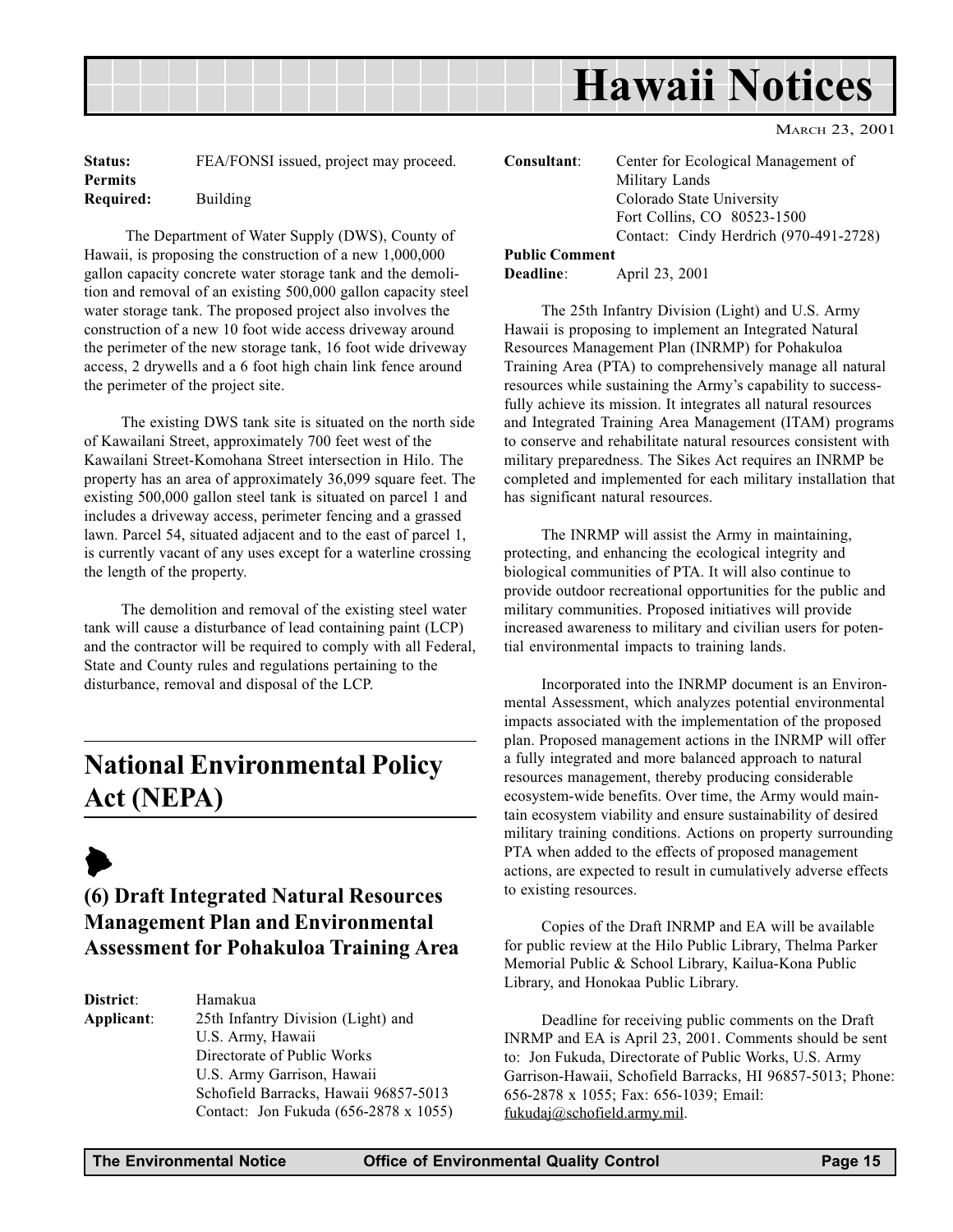**Status:** FEA/FONSI issued, project may proceed.
**Permits Required:** Building

The Department of Water Supply (DWS), County of Hawaii, is proposing the construction of a new 1,000,000 gallon capacity concrete water storage tank and the demolition and removal of an existing 500,000 gallon capacity steel water storage tank. The proposed project also involves the construction of a new 10 foot wide access driveway around the perimeter of the new storage tank, 16 foot wide driveway access, 2 drywells and a 6 foot high chain link fence around the perimeter of the project site.

The existing DWS tank site is situated on the north side of Kawailani Street, approximately 700 feet west of the Kawailani Street-Komohana Street intersection in Hilo. The property has an area of approximately 36,099 square feet. The existing 500,000 gallon steel tank is situated on parcel 1 and includes a driveway access, perimeter fencing and a grassed lawn. Parcel 54, situated adjacent and to the east of parcel 1, is currently vacant of any uses except for a waterline crossing the length of the property.

The demolition and removal of the existing steel water tank will cause a disturbance of lead containing paint (LCP) and the contractor will be required to comply with all Federal, State and County rules and regulations pertaining to the disturbance, removal and disposal of the LCP.

# National Environmental Policy Act (NEPA)

## (6) Draft Integrated Natural Resources Management Plan and Environmental Assessment for Pohakuloa Training Area

**District**: Hamakua
**Applicant**: 25th Infantry Division (Light) and U.S. Army, Hawaii
Directorate of Public Works
U.S. Army Garrison, Hawaii
Schofield Barracks, Hawaii 96857-5013
Contact: Jon Fukuda (656-2878 x 1055)
**Consultant**: Center for Ecological Management of Military Lands
Colorado State University
Fort Collins, CO 80523-1500
Contact: Cindy Herdrich (970-491-2728)
**Public Comment Deadline**: April 23, 2001

The 25th Infantry Division (Light) and U.S. Army Hawaii is proposing to implement an Integrated Natural Resources Management Plan (INRMP) for Pohakuloa Training Area (PTA) to comprehensively manage all natural resources while sustaining the Army's capability to successfully achieve its mission. It integrates all natural resources and Integrated Training Area Management (ITAM) programs to conserve and rehabilitate natural resources consistent with military preparedness. The Sikes Act requires an INRMP be completed and implemented for each military installation that has significant natural resources.

The INRMP will assist the Army in maintaining, protecting, and enhancing the ecological integrity and biological communities of PTA. It will also continue to provide outdoor recreational opportunities for the public and military communities. Proposed initiatives will provide increased awareness to military and civilian users for potential environmental impacts to training lands.

Incorporated into the INRMP document is an Environmental Assessment, which analyzes potential environmental impacts associated with the implementation of the proposed plan. Proposed management actions in the INRMP will offer a fully integrated and more balanced approach to natural resources management, thereby producing considerable ecosystem-wide benefits. Over time, the Army would maintain ecosystem viability and ensure sustainability of desired military training conditions. Actions on property surrounding PTA when added to the effects of proposed management actions, are expected to result in cumulatively adverse effects to existing resources.

Copies of the Draft INRMP and EA will be available for public review at the Hilo Public Library, Thelma Parker Memorial Public & School Library, Kailua-Kona Public Library, and Honokaa Public Library.

Deadline for receiving public comments on the Draft INRMP and EA is April 23, 2001. Comments should be sent to: Jon Fukuda, Directorate of Public Works, U.S. Army Garrison-Hawaii, Schofield Barracks, HI 96857-5013; Phone: 656-2878 x 1055; Fax: 656-1039; Email: fukudaj@schofield.army.mil.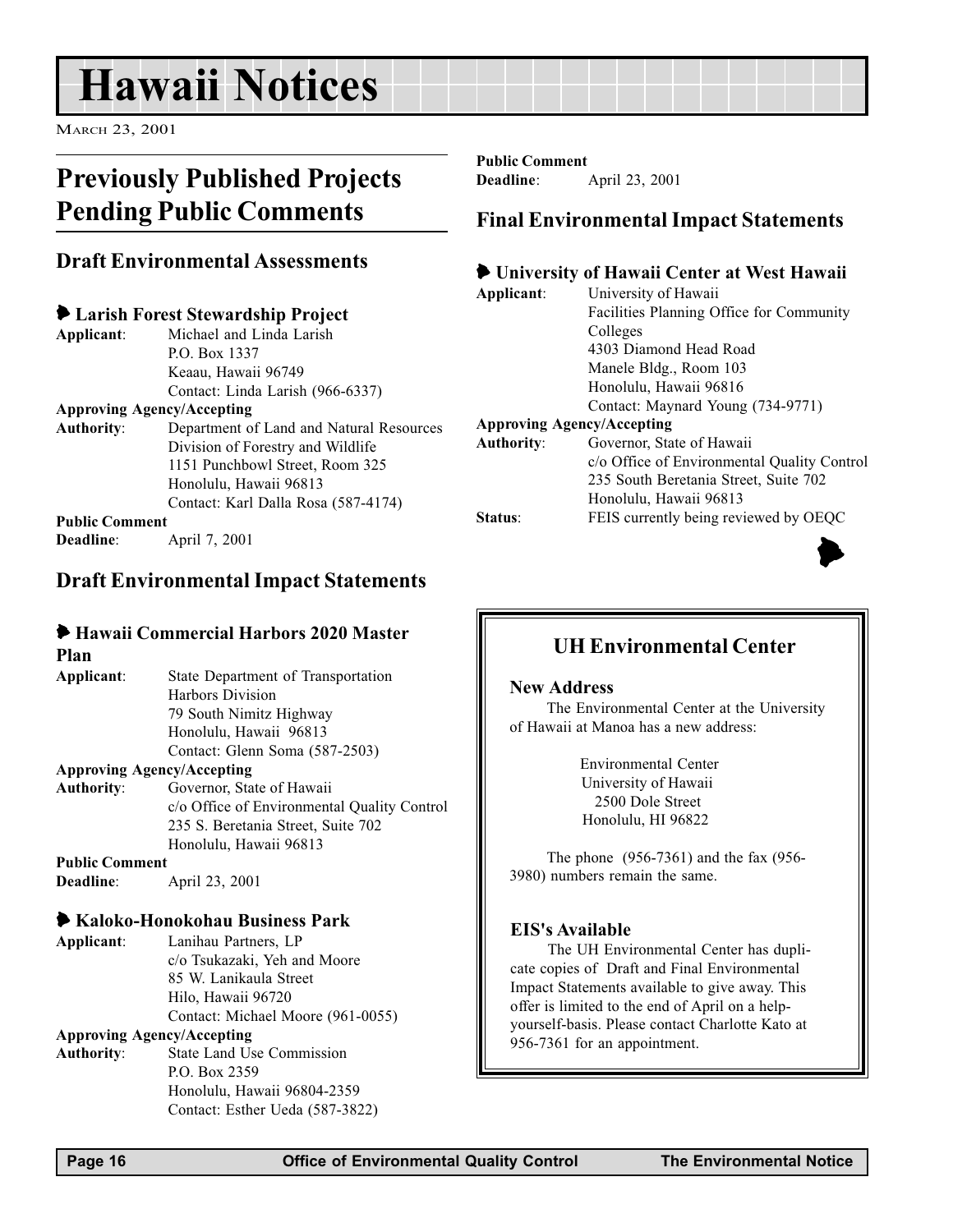# Hawaii Notices

March 23, 2001

## Previously Published Projects Pending Public Comments

### Draft Environmental Assessments

#### Larish Forest Stewardship Project

**Applicant**: Michael and Linda Larish
P.O. Box 1337
Keaau, Hawaii 96749
Contact: Linda Larish (966-6337)

**Approving Agency/Accepting Authority**: Department of Land and Natural Resources
Division of Forestry and Wildlife
1151 Punchbowl Street, Room 325
Honolulu, Hawaii 96813
Contact: Karl Dalla Rosa (587-4174)

**Public Comment Deadline**: April 7, 2001

### Draft Environmental Impact Statements

#### Hawaii Commercial Harbors 2020 Master Plan

**Applicant**: State Department of Transportation
Harbors Division
79 South Nimitz Highway
Honolulu, Hawaii 96813
Contact: Glenn Soma (587-2503)

**Approving Agency/Accepting Authority**: Governor, State of Hawaii
c/o Office of Environmental Quality Control
235 S. Beretania Street, Suite 702
Honolulu, Hawaii 96813

**Public Comment Deadline**: April 23, 2001

#### Kaloko-Honokohau Business Park

**Applicant**: Lanihau Partners, LP
c/o Tsukazaki, Yeh and Moore
85 W. Lanikaula Street
Hilo, Hawaii 96720
Contact: Michael Moore (961-0055)

**Approving Agency/Accepting Authority**: State Land Use Commission
P.O. Box 2359
Honolulu, Hawaii 96804-2359
Contact: Esther Ueda (587-3822)

**Public Comment Deadline**: April 23, 2001

### Final Environmental Impact Statements

#### University of Hawaii Center at West Hawaii

**Applicant**: University of Hawaii
Facilities Planning Office for Community Colleges
4303 Diamond Head Road
Manele Bldg., Room 103
Honolulu, Hawaii 96816
Contact: Maynard Young (734-9771)

**Approving Agency/Accepting Authority**: Governor, State of Hawaii
c/o Office of Environmental Quality Control
235 South Beretania Street, Suite 702
Honolulu, Hawaii 96813

**Status**: FEIS currently being reviewed by OEQC

## UH Environmental Center

### New Address

The Environmental Center at the University of Hawaii at Manoa has a new address:

Environmental Center
University of Hawaii
2500 Dole Street
Honolulu, HI 96822

The phone (956-7361) and the fax (956-3980) numbers remain the same.

### EIS's Available

The UH Environmental Center has duplicate copies of Draft and Final Environmental Impact Statements available to give away. This offer is limited to the end of April on a help-yourself-basis. Please contact Charlotte Kato at 956-7361 for an appointment.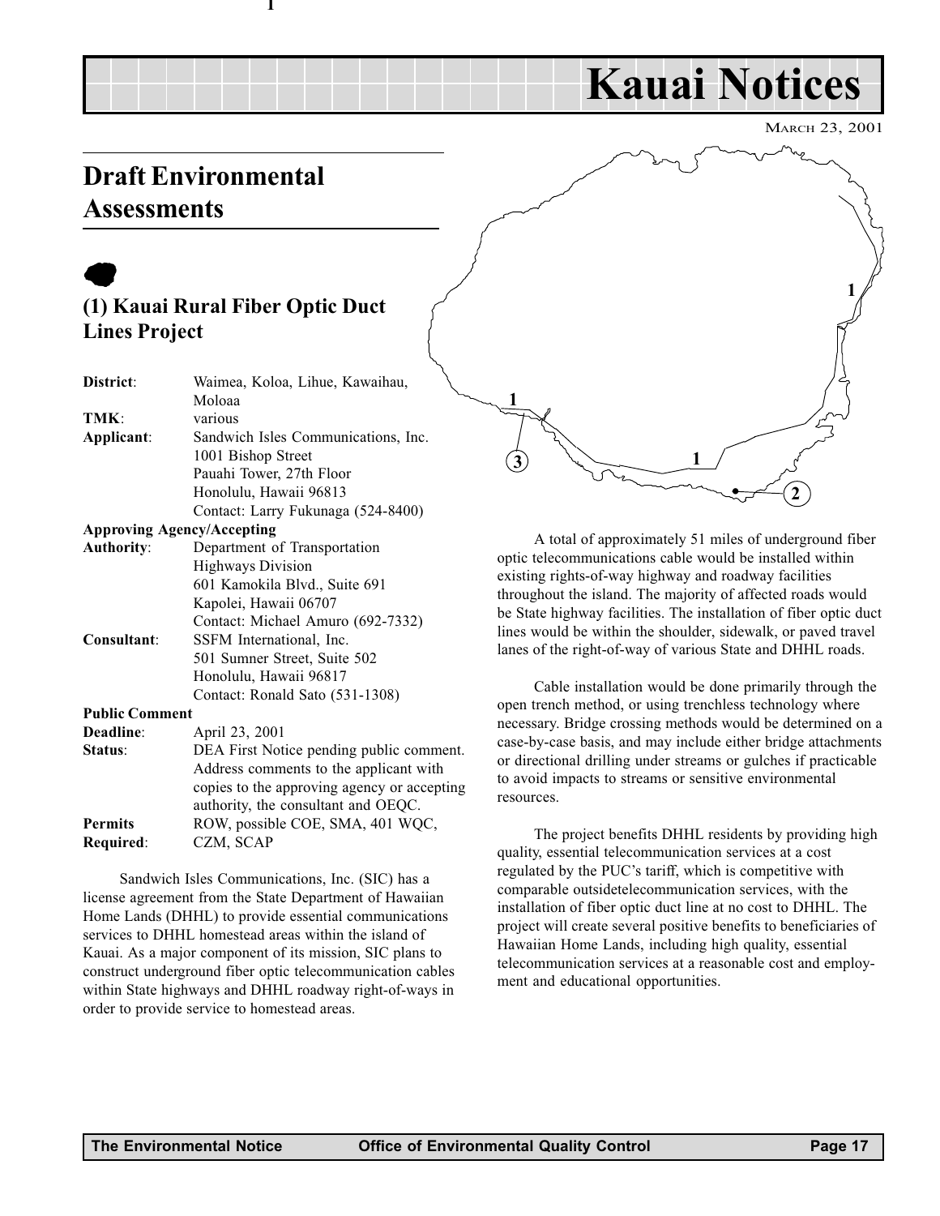# Kauai Notices

March 23, 2001

## Draft Environmental Assessments

### (1) Kauai Rural Fiber Optic Duct Lines Project

| | |
|---|---|
| **District**: | Waimea, Koloa, Lihue, Kawaihau, Moloaa |
| **TMK**: | various |
| **Applicant**: | Sandwich Isles Communications, Inc.<br>1001 Bishop Street<br>Pauahi Tower, 27th Floor<br>Honolulu, Hawaii 96813<br>Contact: Larry Fukunaga (524-8400) |
| **Approving Agency/Accepting Authority**: | Department of Transportation<br>Highways Division<br>601 Kamokila Blvd., Suite 691<br>Kapolei, Hawaii 06707<br>Contact: Michael Amuro (692-7332) |
| **Consultant**: | SSFM International, Inc.<br>501 Sumner Street, Suite 502<br>Honolulu, Hawaii 96817<br>Contact: Ronald Sato (531-1308) |
| **Public Comment Deadline**: | April 23, 2001 |
| **Status**: | DEA First Notice pending public comment. Address comments to the applicant with copies to the approving agency or accepting authority, the consultant and OEQC. |
| **Permits Required**: | ROW, possible COE, SMA, 401 WQC, CZM, SCAP |

Sandwich Isles Communications, Inc. (SIC) has a license agreement from the State Department of Hawaiian Home Lands (DHHL) to provide essential communications services to DHHL homestead areas within the island of Kauai. As a major component of its mission, SIC plans to construct underground fiber optic telecommunication cables within State highways and DHHL roadway right-of-ways in order to provide service to homestead areas.

A total of approximately 51 miles of underground fiber optic telecommunications cable would be installed within existing rights-of-way highway and roadway facilities throughout the island. The majority of affected roads would be State highway facilities. The installation of fiber optic duct lines would be within the shoulder, sidewalk, or paved travel lanes of the right-of-way of various State and DHHL roads.

Cable installation would be done primarily through the open trench method, or using trenchless technology where necessary. Bridge crossing methods would be determined on a case-by-case basis, and may include either bridge attachments or directional drilling under streams or gulches if practicable to avoid impacts to streams or sensitive environmental resources.

The project benefits DHHL residents by providing high quality, essential telecommunication services at a cost regulated by the PUC's tariff, which is competitive with comparable outsidetelecommunication services, with the installation of fiber optic duct line at no cost to DHHL. The project will create several positive benefits to beneficiaries of Hawaiian Home Lands, including high quality, essential telecommunication services at a reasonable cost and employment and educational opportunities.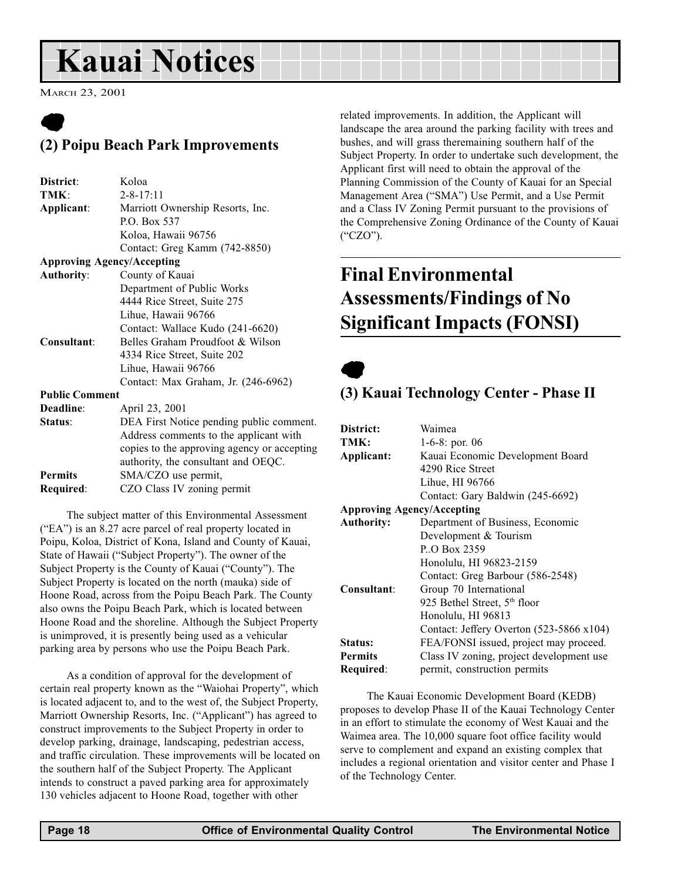# Kauai Notices

MARCH 23, 2001

## (2) Poipu Beach Park Improvements

| | |
|---|---|
| **District**: | Koloa |
| **TMK**: | 2-8-17:11 |
| **Applicant**: | Marriott Ownership Resorts, Inc.<br>P.O. Box 537<br>Koloa, Hawaii 96756<br>Contact: Greg Kamm (742-8850) |
| **Approving Agency/Accepting Authority**: | County of Kauai<br>Department of Public Works<br>4444 Rice Street, Suite 275<br>Lihue, Hawaii 96766<br>Contact: Wallace Kudo (241-6620) |
| **Consultant**: | Belles Graham Proudfoot & Wilson<br>4334 Rice Street, Suite 202<br>Lihue, Hawaii 96766<br>Contact: Max Graham, Jr. (246-6962) |
| **Public Comment Deadline**: | April 23, 2001 |
| **Status**: | DEA First Notice pending public comment. Address comments to the applicant with copies to the approving agency or accepting authority, the consultant and OEQC. |
| **Permits Required**: | SMA/CZO use permit, CZO Class IV zoning permit |

The subject matter of this Environmental Assessment ("EA") is an 8.27 acre parcel of real property located in Poipu, Koloa, District of Kona, Island and County of Kauai, State of Hawaii ("Subject Property"). The owner of the Subject Property is the County of Kauai ("County"). The Subject Property is located on the north (mauka) side of Hoone Road, across from the Poipu Beach Park. The County also owns the Poipu Beach Park, which is located between Hoone Road and the shoreline. Although the Subject Property is unimproved, it is presently being used as a vehicular parking area by persons who use the Poipu Beach Park.

As a condition of approval for the development of certain real property known as the "Waiohai Property", which is located adjacent to, and to the west of, the Subject Property, Marriott Ownership Resorts, Inc. ("Applicant") has agreed to construct improvements to the Subject Property in order to develop parking, drainage, landscaping, pedestrian access, and traffic circulation. These improvements will be located on the southern half of the Subject Property. The Applicant intends to construct a paved parking area for approximately 130 vehicles adjacent to Hoone Road, together with other related improvements. In addition, the Applicant will landscape the area around the parking facility with trees and bushes, and will grass theremaining southern half of the Subject Property. In order to undertake such development, the Applicant first will need to obtain the approval of the Planning Commission of the County of Kauai for an Special Management Area ("SMA") Use Permit, and a Use Permit and a Class IV Zoning Permit pursuant to the provisions of the Comprehensive Zoning Ordinance of the County of Kauai ("CZO").

# Final Environmental Assessments/Findings of No Significant Impacts (FONSI)

## (3) Kauai Technology Center - Phase II

| | |
|---|---|
| **District:** | Waimea |
| **TMK:** | 1-6-8: por. 06 |
| **Applicant:** | Kauai Economic Development Board<br>4290 Rice Street<br>Lihue, HI 96766<br>Contact: Gary Baldwin (245-6692) |
| **Approving Agency/Accepting Authority:** | Department of Business, Economic Development & Tourism<br>P..O Box 2359<br>Honolulu, HI 96823-2159<br>Contact: Greg Barbour (586-2548) |
| **Consultant**: | Group 70 International<br>925 Bethel Street, 5th floor<br>Honolulu, HI 96813<br>Contact: Jeffery Overton (523-5866 x104) |
| **Status:** | FEA/FONSI issued, project may proceed. |
| **Permits Required**: | Class IV zoning, project development use permit, construction permits |

The Kauai Economic Development Board (KEDB) proposes to develop Phase II of the Kauai Technology Center in an effort to stimulate the economy of West Kauai and the Waimea area. The 10,000 square foot office facility would serve to complement and expand an existing complex that includes a regional orientation and visitor center and Phase I of the Technology Center.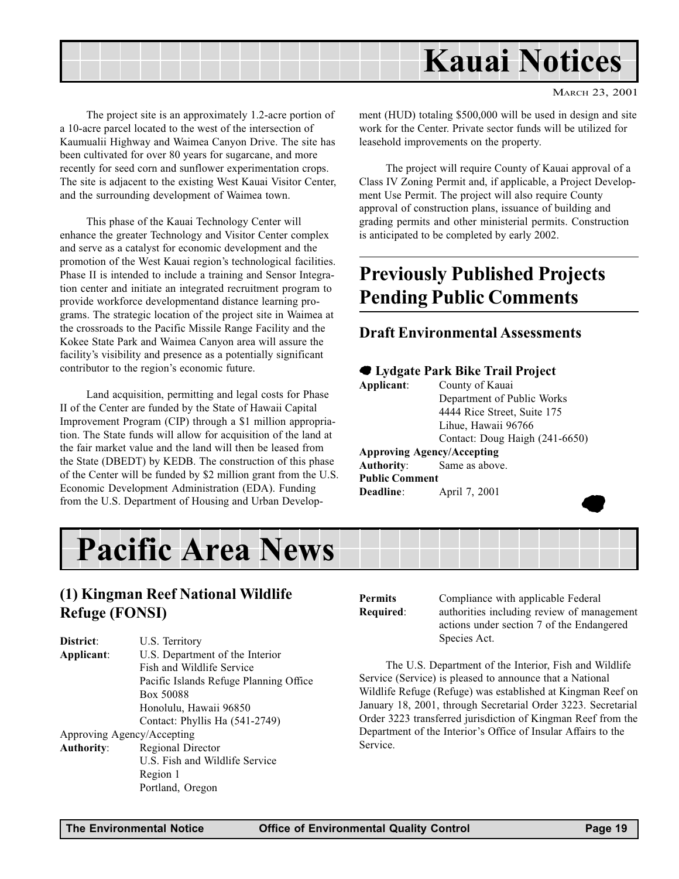# Kauai Notices

The project site is an approximately 1.2-acre portion of a 10-acre parcel located to the west of the intersection of Kaumualii Highway and Waimea Canyon Drive. The site has been cultivated for over 80 years for sugarcane, and more recently for seed corn and sunflower experimentation crops. The site is adjacent to the existing West Kauai Visitor Center, and the surrounding development of Waimea town.

This phase of the Kauai Technology Center will enhance the greater Technology and Visitor Center complex and serve as a catalyst for economic development and the promotion of the West Kauai region's technological facilities. Phase II is intended to include a training and Sensor Integration center and initiate an integrated recruitment program to provide workforce developmentand distance learning programs. The strategic location of the project site in Waimea at the crossroads to the Pacific Missile Range Facility and the Kokee State Park and Waimea Canyon area will assure the facility's visibility and presence as a potentially significant contributor to the region's economic future.

Land acquisition, permitting and legal costs for Phase II of the Center are funded by the State of Hawaii Capital Improvement Program (CIP) through a $1 million appropriation. The State funds will allow for acquisition of the land at the fair market value and the land will then be leased from the State (DBEDT) by KEDB. The construction of this phase of the Center will be funded by $2 million grant from the U.S. Economic Development Administration (EDA). Funding from the U.S. Department of Housing and Urban Development (HUD) totaling $500,000 will be used in design and site work for the Center. Private sector funds will be utilized for leasehold improvements on the property.

The project will require County of Kauai approval of a Class IV Zoning Permit and, if applicable, a Project Development Use Permit. The project will also require County approval of construction plans, issuance of building and grading permits and other ministerial permits. Construction is anticipated to be completed by early 2002.

## Previously Published Projects Pending Public Comments

### Draft Environmental Assessments

**Lydgate Park Bike Trail Project**

**Applicant**: County of Kauai
Department of Public Works
4444 Rice Street, Suite 175
Lihue, Hawaii 96766
Contact: Doug Haigh (241-6650)

**Approving Agency/Accepting Authority**: Same as above.

**Public Comment Deadline**: April 7, 2001

# Pacific Area News

## (1) Kingman Reef National Wildlife Refuge (FONSI)

**District**: U.S. Territory

**Applicant**: U.S. Department of the Interior
Fish and Wildlife Service
Pacific Islands Refuge Planning Office
Box 50088
Honolulu, Hawaii 96850
Contact: Phyllis Ha (541-2749)

Approving Agency/Accepting **Authority**: Regional Director
U.S. Fish and Wildlife Service
Region 1
Portland, Oregon

**Permits Required**: Compliance with applicable Federal authorities including review of management actions under section 7 of the Endangered Species Act.

The U.S. Department of the Interior, Fish and Wildlife Service (Service) is pleased to announce that a National Wildlife Refuge (Refuge) was established at Kingman Reef on January 18, 2001, through Secretarial Order 3223. Secretarial Order 3223 transferred jurisdiction of Kingman Reef from the Department of the Interior's Office of Insular Affairs to the Service.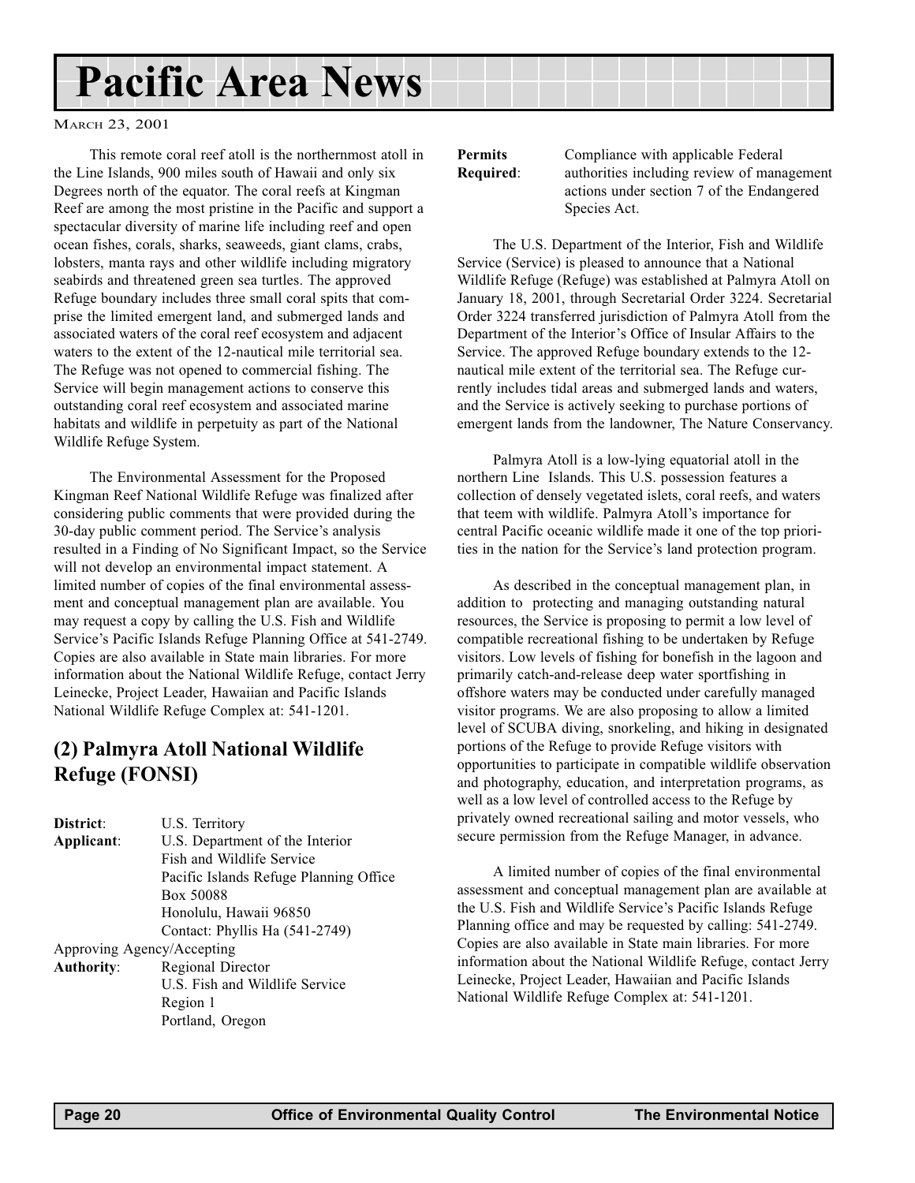# Pacific Area News

March 23, 2001

This remote coral reef atoll is the northernmost atoll in the Line Islands, 900 miles south of Hawaii and only six Degrees north of the equator. The coral reefs at Kingman Reef are among the most pristine in the Pacific and support a spectacular diversity of marine life including reef and open ocean fishes, corals, sharks, seaweeds, giant clams, crabs, lobsters, manta rays and other wildlife including migratory seabirds and threatened green sea turtles. The approved Refuge boundary includes three small coral spits that comprise the limited emergent land, and submerged lands and associated waters of the coral reef ecosystem and adjacent waters to the extent of the 12-nautical mile territorial sea. The Refuge was not opened to commercial fishing. The Service will begin management actions to conserve this outstanding coral reef ecosystem and associated marine habitats and wildlife in perpetuity as part of the National Wildlife Refuge System.

The Environmental Assessment for the Proposed Kingman Reef National Wildlife Refuge was finalized after considering public comments that were provided during the 30-day public comment period. The Service's analysis resulted in a Finding of No Significant Impact, so the Service will not develop an environmental impact statement. A limited number of copies of the final environmental assessment and conceptual management plan are available. You may request a copy by calling the U.S. Fish and Wildlife Service's Pacific Islands Refuge Planning Office at 541-2749. Copies are also available in State main libraries. For more information about the National Wildlife Refuge, contact Jerry Leinecke, Project Leader, Hawaiian and Pacific Islands National Wildlife Refuge Complex at: 541-1201.

## (2) Palmyra Atoll National Wildlife Refuge (FONSI)

**District**: U.S. Territory

**Applicant**: U.S. Department of the Interior
Fish and Wildlife Service
Pacific Islands Refuge Planning Office
Box 50088
Honolulu, Hawaii 96850
Contact: Phyllis Ha (541-2749)

Approving Agency/Accepting

**Authority**: Regional Director
U.S. Fish and Wildlife Service
Region 1
Portland, Oregon

**Permits Required**: Compliance with applicable Federal authorities including review of management actions under section 7 of the Endangered Species Act.

The U.S. Department of the Interior, Fish and Wildlife Service (Service) is pleased to announce that a National Wildlife Refuge (Refuge) was established at Palmyra Atoll on January 18, 2001, through Secretarial Order 3224. Secretarial Order 3224 transferred jurisdiction of Palmyra Atoll from the Department of the Interior's Office of Insular Affairs to the Service. The approved Refuge boundary extends to the 12-nautical mile extent of the territorial sea. The Refuge currently includes tidal areas and submerged lands and waters, and the Service is actively seeking to purchase portions of emergent lands from the landowner, The Nature Conservancy.

Palmyra Atoll is a low-lying equatorial atoll in the northern Line Islands. This U.S. possession features a collection of densely vegetated islets, coral reefs, and waters that teem with wildlife. Palmyra Atoll's importance for central Pacific oceanic wildlife made it one of the top priorities in the nation for the Service's land protection program.

As described in the conceptual management plan, in addition to protecting and managing outstanding natural resources, the Service is proposing to permit a low level of compatible recreational fishing to be undertaken by Refuge visitors. Low levels of fishing for bonefish in the lagoon and primarily catch-and-release deep water sportfishing in offshore waters may be conducted under carefully managed visitor programs. We are also proposing to allow a limited level of SCUBA diving, snorkeling, and hiking in designated portions of the Refuge to provide Refuge visitors with opportunities to participate in compatible wildlife observation and photography, education, and interpretation programs, as well as a low level of controlled access to the Refuge by privately owned recreational sailing and motor vessels, who secure permission from the Refuge Manager, in advance.

A limited number of copies of the final environmental assessment and conceptual management plan are available at the U.S. Fish and Wildlife Service's Pacific Islands Refuge Planning office and may be requested by calling: 541-2749. Copies are also available in State main libraries. For more information about the National Wildlife Refuge, contact Jerry Leinecke, Project Leader, Hawaiian and Pacific Islands National Wildlife Refuge Complex at: 541-1201.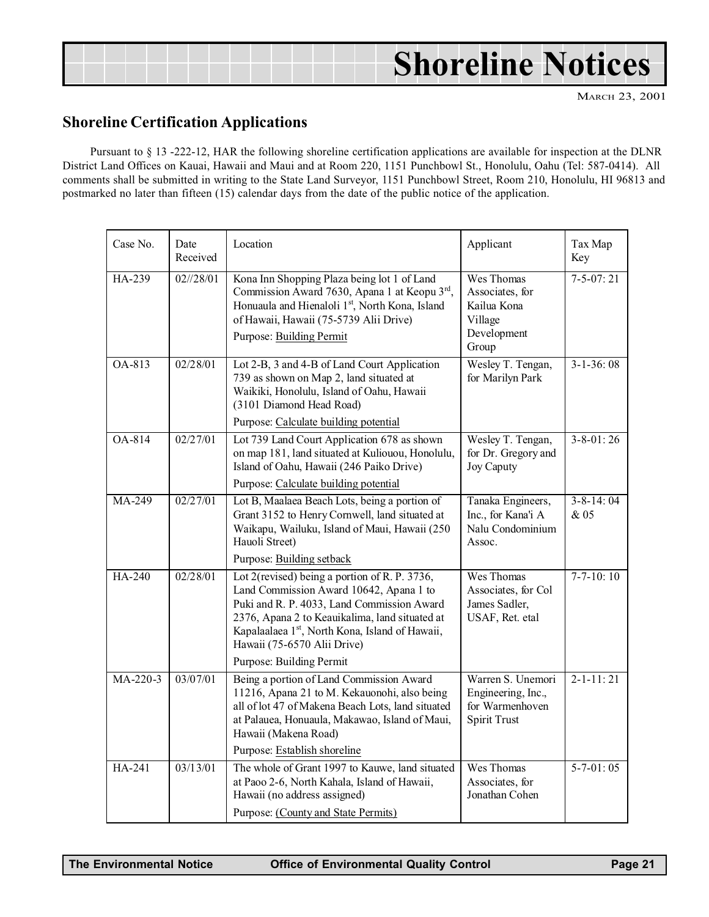# Shoreline Notices

March 23, 2001

## Shoreline Certification Applications

Pursuant to § 13 -222-12, HAR the following shoreline certification applications are available for inspection at the DLNR District Land Offices on Kauai, Hawaii and Maui and at Room 220, 1151 Punchbowl St., Honolulu, Oahu (Tel: 587-0414). All comments shall be submitted in writing to the State Land Surveyor, 1151 Punchbowl Street, Room 210, Honolulu, HI 96813 and postmarked no later than fifteen (15) calendar days from the date of the public notice of the application.

| Case No. | Date Received | Location | Applicant | Tax Map Key |
|---|---|---|---|---|
| HA-239 | 02//28/01 | Kona Inn Shopping Plaza being lot 1 of Land Commission Award 7630, Apana 1 at Keopu 3rd, Honuaula and Hienaloli 1st, North Kona, Island of Hawaii, Hawaii (75-5739 Alii Drive)<br>Purpose: Building Permit | Wes Thomas Associates, for Kailua Kona Village Development Group | 7-5-07: 21 |
| OA-813 | 02/28/01 | Lot 2-B, 3 and 4-B of Land Court Application 739 as shown on Map 2, land situated at Waikiki, Honolulu, Island of Oahu, Hawaii (3101 Diamond Head Road)<br>Purpose: Calculate building potential | Wesley T. Tengan, for Marilyn Park | 3-1-36: 08 |
| OA-814 | 02/27/01 | Lot 739 Land Court Application 678 as shown on map 181, land situated at Kuliouou, Honolulu, Island of Oahu, Hawaii (246 Paiko Drive)<br>Purpose: Calculate building potential | Wesley T. Tengan, for Dr. Gregory and Joy Caputy | 3-8-01: 26 |
| MA-249 | 02/27/01 | Lot B, Maalaea Beach Lots, being a portion of Grant 3152 to Henry Cornwell, land situated at Waikapu, Wailuku, Island of Maui, Hawaii (250 Hauoli Street)<br>Purpose: Building setback | Tanaka Engineers, Inc., for Kana'i A Nalu Condominium Assoc. | 3-8-14: 04 & 05 |
| HA-240 | 02/28/01 | Lot 2(revised) being a portion of R. P. 3736, Land Commission Award 10642, Apana 1 to Puki and R. P. 4033, Land Commission Award 2376, Apana 2 to Keauikalima, land situated at Kapalaalaea 1st, North Kona, Island of Hawaii, Hawaii (75-6570 Alii Drive)<br>Purpose: Building Permit | Wes Thomas Associates, for Col James Sadler, USAF, Ret. etal | 7-7-10: 10 |
| MA-220-3 | 03/07/01 | Being a portion of Land Commission Award 11216, Apana 21 to M. Kekauonohi, also being all of lot 47 of Makena Beach Lots, land situated at Palauea, Honuaula, Makawao, Island of Maui, Hawaii (Makena Road)<br>Purpose: Establish shoreline | Warren S. Unemori Engineering, Inc., for Warmenhoven Spirit Trust | 2-1-11: 21 |
| HA-241 | 03/13/01 | The whole of Grant 1997 to Kauwe, land situated at Paoo 2-6, North Kahala, Island of Hawaii, Hawaii (no address assigned)<br>Purpose: (County and State Permits) | Wes Thomas Associates, for Jonathan Cohen | 5-7-01: 05 |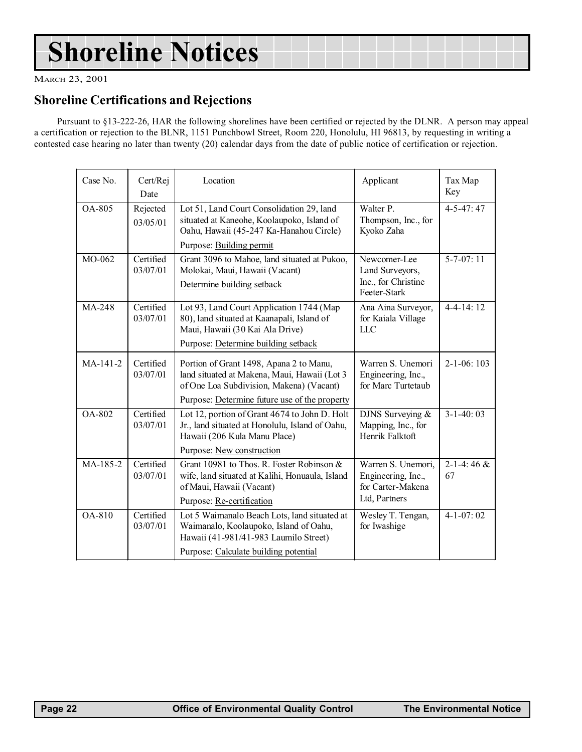# Shoreline Notices

MARCH 23, 2001

## Shoreline Certifications and Rejections

Pursuant to §13-222-26, HAR the following shorelines have been certified or rejected by the DLNR. A person may appeal a certification or rejection to the BLNR, 1151 Punchbowl Street, Room 220, Honolulu, HI 96813, by requesting in writing a contested case hearing no later than twenty (20) calendar days from the date of public notice of certification or rejection.

| Case No. | Cert/Rej Date | Location | Applicant | Tax Map Key |
|---|---|---|---|---|
| OA-805 | Rejected 03/05/01 | Lot 51, Land Court Consolidation 29, land situated at Kaneohe, Koolaupoko, Island of Oahu, Hawaii (45-247 Ka-Hanahou Circle) Purpose: Building permit | Walter P. Thompson, Inc., for Kyoko Zaha | 4-5-47: 47 |
| MO-062 | Certified 03/07/01 | Grant 3096 to Mahoe, land situated at Pukoo, Molokai, Maui, Hawaii (Vacant) Determine building setback | Newcomer-Lee Land Surveyors, Inc., for Christine Feeter-Stark | 5-7-07: 11 |
| MA-248 | Certified 03/07/01 | Lot 93, Land Court Application 1744 (Map 80), land situated at Kaanapali, Island of Maui, Hawaii (30 Kai Ala Drive) Purpose: Determine building setback | Ana Aina Surveyor, for Kaiala Village LLC | 4-4-14: 12 |
| MA-141-2 | Certified 03/07/01 | Portion of Grant 1498, Apana 2 to Manu, land situated at Makena, Maui, Hawaii (Lot 3 of One Loa Subdivision, Makena) (Vacant) Purpose: Determine future use of the property | Warren S. Unemori Engineering, Inc., for Marc Turtetaub | 2-1-06: 103 |
| OA-802 | Certified 03/07/01 | Lot 12, portion of Grant 4674 to John D. Holt Jr., land situated at Honolulu, Island of Oahu, Hawaii (206 Kula Manu Place) Purpose: New construction | DJNS Surveying & Mapping, Inc., for Henrik Falktoft | 3-1-40: 03 |
| MA-185-2 | Certified 03/07/01 | Grant 10981 to Thos. R. Foster Robinson & wife, land situated at Kalihi, Honuaula, Island of Maui, Hawaii (Vacant) Purpose: Re-certification | Warren S. Unemori, Engineering, Inc., for Carter-Makena Ltd, Partners | 2-1-4: 46 & 67 |
| OA-810 | Certified 03/07/01 | Lot 5 Waimanalo Beach Lots, land situated at Waimanalo, Koolaupoko, Island of Oahu, Hawaii (41-981/41-983 Laumilo Street) Purpose: Calculate building potential | Wesley T. Tengan, for Iwashige | 4-1-07: 02 |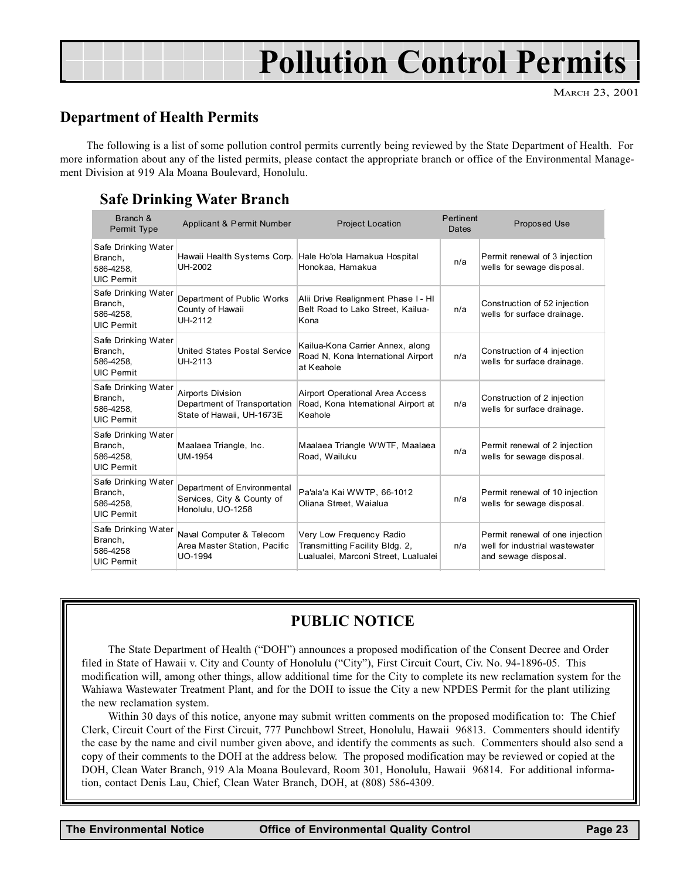# Pollution Control Permits

MARCH 23, 2001

## Department of Health Permits

The following is a list of some pollution control permits currently being reviewed by the State Department of Health. For more information about any of the listed permits, please contact the appropriate branch or office of the Environmental Management Division at 919 Ala Moana Boulevard, Honolulu.

### Safe Drinking Water Branch

| Branch & Permit Type | Applicant & Permit Number | Project Location | Pertinent Dates | Proposed Use |
|---|---|---|---|---|
| Safe Drinking Water Branch, 586-4258, UIC Permit | Hawaii Health Systems Corp. UH-2002 | Hale Ho'ola Hamakua Hospital Honokaa, Hamakua | n/a | Permit renewal of 3 injection wells for sewage disposal. |
| Safe Drinking Water Branch, 586-4258, UIC Permit | Department of Public Works County of Hawaii UH-2112 | Alii Drive Realignment Phase I - HI Belt Road to Lako Street, Kailua-Kona | n/a | Construction of 52 injection wells for surface drainage. |
| Safe Drinking Water Branch, 586-4258, UIC Permit | United States Postal Service UH-2113 | Kailua-Kona Carrier Annex, along Road N, Kona International Airport at Keahole | n/a | Construction of 4 injection wells for surface drainage. |
| Safe Drinking Water Branch, 586-4258, UIC Permit | Airports Division Department of Transportation State of Hawaii, UH-1673E | Airport Operational Area Access Road, Kona International Airport at Keahole | n/a | Construction of 2 injection wells for surface drainage. |
| Safe Drinking Water Branch, 586-4258, UIC Permit | Maalaea Triangle, Inc. UM-1954 | Maalaea Triangle WWTF, Maalaea Road, Wailuku | n/a | Permit renewal of 2 injection wells for sewage disposal. |
| Safe Drinking Water Branch, 586-4258, UIC Permit | Department of Environmental Services, City & County of Honolulu, UO-1258 | Pa'ala'a Kai WWTP, 66-1012 Oliana Street, Waialua | n/a | Permit renewal of 10 injection wells for sewage disposal. |
| Safe Drinking Water Branch, 586-4258 UIC Permit | Naval Computer & Telecom Area Master Station, Pacific UO-1994 | Very Low Frequency Radio Transmitting Facility Bldg. 2, Lualualei, Marconi Street, Lualualei | n/a | Permit renewal of one injection well for industrial wastewater and sewage disposal. |

## PUBLIC NOTICE

The State Department of Health ("DOH") announces a proposed modification of the Consent Decree and Order filed in State of Hawaii v. City and County of Honolulu ("City"), First Circuit Court, Civ. No. 94-1896-05. This modification will, among other things, allow additional time for the City to complete its new reclamation system for the Wahiawa Wastewater Treatment Plant, and for the DOH to issue the City a new NPDES Permit for the plant utilizing the new reclamation system.

Within 30 days of this notice, anyone may submit written comments on the proposed modification to: The Chief Clerk, Circuit Court of the First Circuit, 777 Punchbowl Street, Honolulu, Hawaii 96813. Commenters should identify the case by the name and civil number given above, and identify the comments as such. Commenters should also send a copy of their comments to the DOH at the address below. The proposed modification may be reviewed or copied at the DOH, Clean Water Branch, 919 Ala Moana Boulevard, Room 301, Honolulu, Hawaii 96814. For additional information, contact Denis Lau, Chief, Clean Water Branch, DOH, at (808) 586-4309.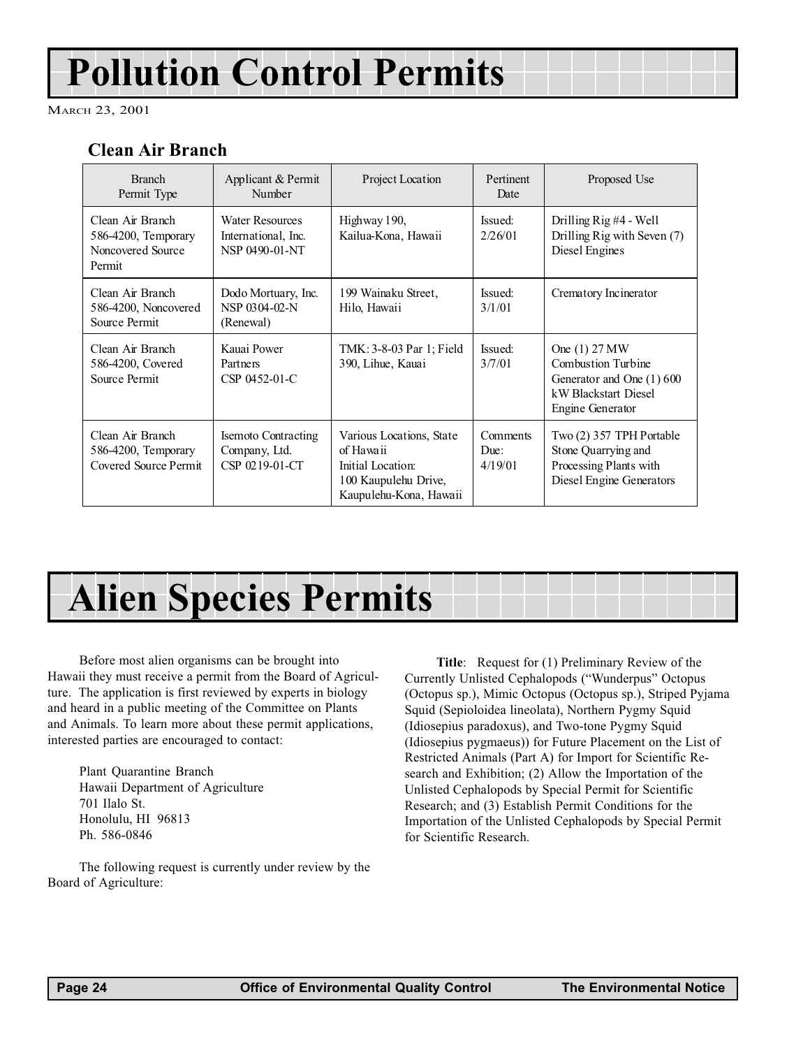# Pollution Control Permits

MARCH 23, 2001

## Clean Air Branch

| Branch Permit Type | Applicant & Permit Number | Project Location | Pertinent Date | Proposed Use |
|---|---|---|---|---|
| Clean Air Branch 586-4200, Temporary Noncovered Source Permit | Water Resources International, Inc. NSP 0490-01-NT | Highway 190, Kailua-Kona, Hawaii | Issued: 2/26/01 | Drilling Rig #4 - Well Drilling Rig with Seven (7) Diesel Engines |
| Clean Air Branch 586-4200, Noncovered Source Permit | Dodo Mortuary, Inc. NSP 0304-02-N (Renewal) | 199 Wainaku Street, Hilo, Hawaii | Issued: 3/1/01 | Crematory Incinerator |
| Clean Air Branch 586-4200, Covered Source Permit | Kauai Power Partners CSP 0452-01-C | TMK: 3-8-03 Par 1; Field 390, Lihue, Kauai | Issued: 3/7/01 | One (1) 27 MW Combustion Turbine Generator and One (1) 600 kW Blackstart Diesel Engine Generator |
| Clean Air Branch 586-4200, Temporary Covered Source Permit | Isemoto Contracting Company, Ltd. CSP 0219-01-CT | Various Locations, State of Hawaii Initial Location: 100 Kaupulehu Drive, Kaupulehu-Kona, Hawaii | Comments Due: 4/19/01 | Two (2) 357 TPH Portable Stone Quarrying and Processing Plants with Diesel Engine Generators |

# Alien Species Permits

Before most alien organisms can be brought into Hawaii they must receive a permit from the Board of Agriculture. The application is first reviewed by experts in biology and heard in a public meeting of the Committee on Plants and Animals. To learn more about these permit applications, interested parties are encouraged to contact:

Plant Quarantine Branch
Hawaii Department of Agriculture
701 Ilalo St.
Honolulu, HI 96813
Ph. 586-0846

The following request is currently under review by the Board of Agriculture:

**Title**: Request for (1) Preliminary Review of the Currently Unlisted Cephalopods ("Wunderpus" Octopus (Octopus sp.), Mimic Octopus (Octopus sp.), Striped Pyjama Squid (Sepioloidea lineolata), Northern Pygmy Squid (Idiosepius paradoxus), and Two-tone Pygmy Squid (Idiosepius pygmaeus)) for Future Placement on the List of Restricted Animals (Part A) for Import for Scientific Research and Exhibition; (2) Allow the Importation of the Unlisted Cephalopods by Special Permit for Scientific Research; and (3) Establish Permit Conditions for the Importation of the Unlisted Cephalopods by Special Permit for Scientific Research.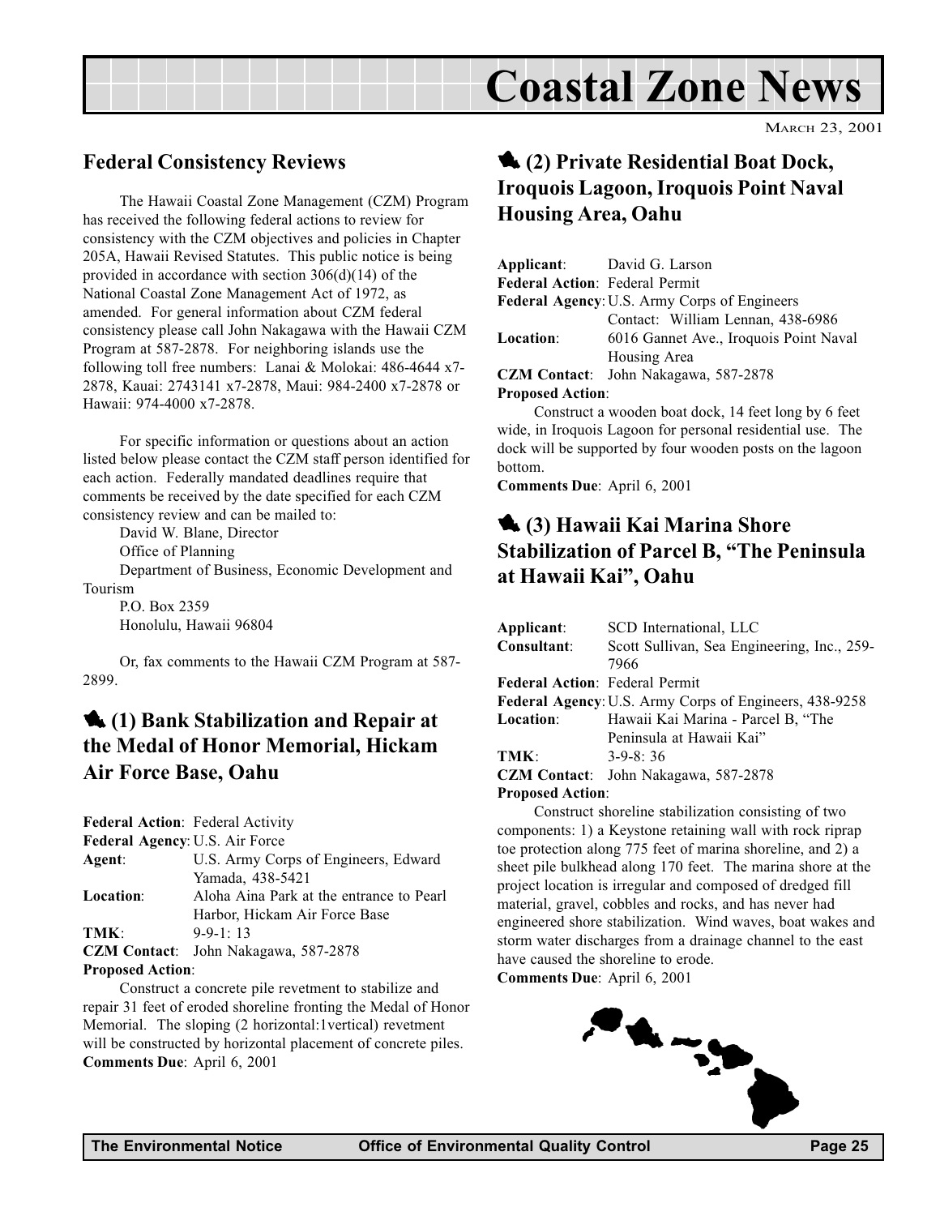# Coastal Zone News

March 23, 2001

## Federal Consistency Reviews

The Hawaii Coastal Zone Management (CZM) Program has received the following federal actions to review for consistency with the CZM objectives and policies in Chapter 205A, Hawaii Revised Statutes. This public notice is being provided in accordance with section 306(d)(14) of the National Coastal Zone Management Act of 1972, as amended. For general information about CZM federal consistency please call John Nakagawa with the Hawaii CZM Program at 587-2878. For neighboring islands use the following toll free numbers: Lanai & Molokai: 486-4644 x7-2878, Kauai: 2743141 x7-2878, Maui: 984-2400 x7-2878 or Hawaii: 974-4000 x7-2878.

For specific information or questions about an action listed below please contact the CZM staff person identified for each action. Federally mandated deadlines require that comments be received by the date specified for each CZM consistency review and can be mailed to:

David W. Blane, Director
Office of Planning
Department of Business, Economic Development and Tourism
P.O. Box 2359
Honolulu, Hawaii 96804

Or, fax comments to the Hawaii CZM Program at 587-2899.

### (1) Bank Stabilization and Repair at the Medal of Honor Memorial, Hickam Air Force Base, Oahu

**Federal Action**: Federal Activity
**Federal Agency**: U.S. Air Force
**Agent**: U.S. Army Corps of Engineers, Edward Yamada, 438-5421
**Location**: Aloha Aina Park at the entrance to Pearl Harbor, Hickam Air Force Base
**TMK**: 9-9-1: 13
**CZM Contact**: John Nakagawa, 587-2878
**Proposed Action**:

Construct a concrete pile revetment to stabilize and repair 31 feet of eroded shoreline fronting the Medal of Honor Memorial. The sloping (2 horizontal:1vertical) revetment will be constructed by horizontal placement of concrete piles.

**Comments Due**: April 6, 2001

### (2) Private Residential Boat Dock, Iroquois Lagoon, Iroquois Point Naval Housing Area, Oahu

**Applicant**: David G. Larson
**Federal Action**: Federal Permit
**Federal Agency**: U.S. Army Corps of Engineers Contact: William Lennan, 438-6986
**Location**: 6016 Gannet Ave., Iroquois Point Naval Housing Area
**CZM Contact**: John Nakagawa, 587-2878
**Proposed Action**:

Construct a wooden boat dock, 14 feet long by 6 feet wide, in Iroquois Lagoon for personal residential use. The dock will be supported by four wooden posts on the lagoon bottom.

**Comments Due**: April 6, 2001

### (3) Hawaii Kai Marina Shore Stabilization of Parcel B, "The Peninsula at Hawaii Kai", Oahu

**Applicant**: SCD International, LLC
**Consultant**: Scott Sullivan, Sea Engineering, Inc., 259-7966
**Federal Action**: Federal Permit
**Federal Agency**: U.S. Army Corps of Engineers, 438-9258
**Location**: Hawaii Kai Marina - Parcel B, "The Peninsula at Hawaii Kai"
**TMK**: 3-9-8: 36
**CZM Contact**: John Nakagawa, 587-2878
**Proposed Action**:

Construct shoreline stabilization consisting of two components: 1) a Keystone retaining wall with rock riprap toe protection along 775 feet of marina shoreline, and 2) a sheet pile bulkhead along 170 feet. The marina shore at the project location is irregular and composed of dredged fill material, gravel, cobbles and rocks, and has never had engineered shore stabilization. Wind waves, boat wakes and storm water discharges from a drainage channel to the east have caused the shoreline to erode.

**Comments Due**: April 6, 2001